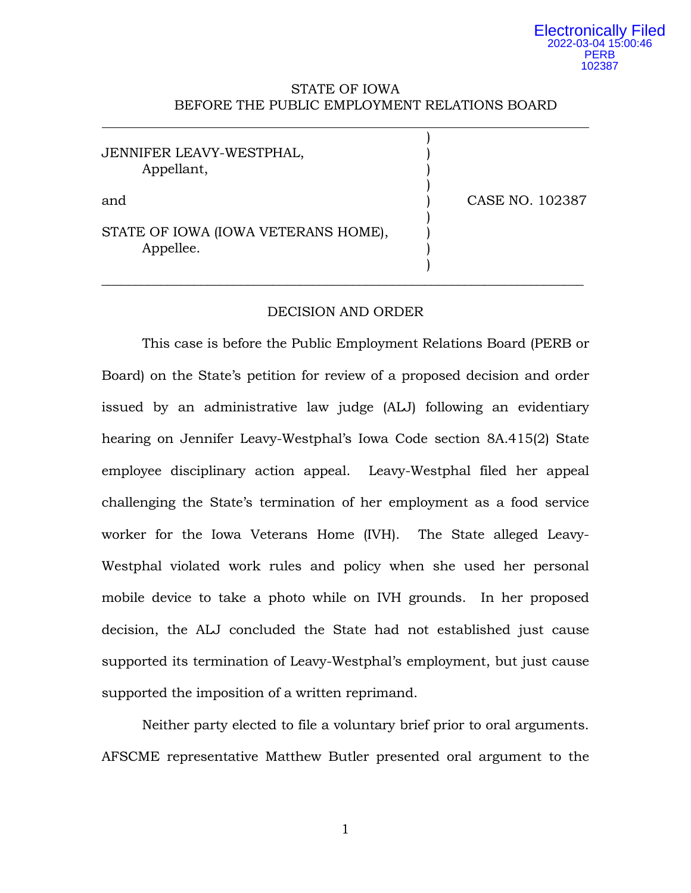Electronically Filed
2022-03-04 15:00:46
PERB
102387

STATE OF IOWA
BEFORE THE PUBLIC EMPLOYMENT RELATIONS BOARD

JENNIFER LEAVY-WESTPHAL,
Appellant,

and

STATE OF IOWA (IOWA VETERANS HOME),
Appellee.

CASE NO. 102387

## DECISION AND ORDER

This case is before the Public Employment Relations Board (PERB or Board) on the State's petition for review of a proposed decision and order issued by an administrative law judge (ALJ) following an evidentiary hearing on Jennifer Leavy-Westphal's Iowa Code section 8A.415(2) State employee disciplinary action appeal. Leavy-Westphal filed her appeal challenging the State's termination of her employment as a food service worker for the Iowa Veterans Home (IVH). The State alleged Leavy-Westphal violated work rules and policy when she used her personal mobile device to take a photo while on IVH grounds. In her proposed decision, the ALJ concluded the State had not established just cause supported its termination of Leavy-Westphal's employment, but just cause supported the imposition of a written reprimand.

Neither party elected to file a voluntary brief prior to oral arguments. AFSCME representative Matthew Butler presented oral argument to the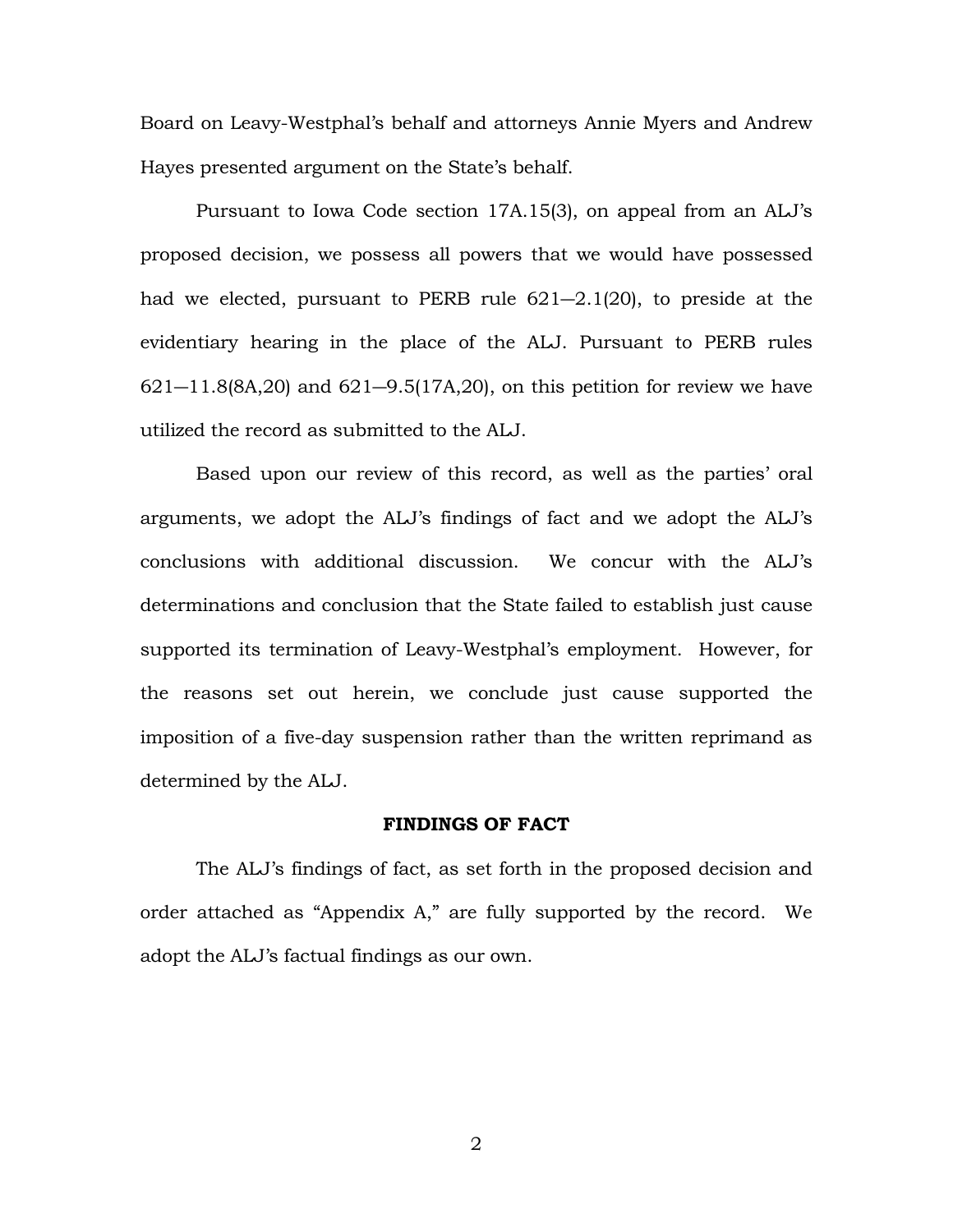Board on Leavy-Westphal's behalf and attorneys Annie Myers and Andrew Hayes presented argument on the State's behalf.

Pursuant to Iowa Code section 17A.15(3), on appeal from an ALJ's proposed decision, we possess all powers that we would have possessed had we elected, pursuant to PERB rule 621—2.1(20), to preside at the evidentiary hearing in the place of the ALJ. Pursuant to PERB rules 621—11.8(8A,20) and 621—9.5(17A,20), on this petition for review we have utilized the record as submitted to the ALJ.

Based upon our review of this record, as well as the parties' oral arguments, we adopt the ALJ's findings of fact and we adopt the ALJ's conclusions with additional discussion. We concur with the ALJ's determinations and conclusion that the State failed to establish just cause supported its termination of Leavy-Westphal's employment. However, for the reasons set out herein, we conclude just cause supported the imposition of a five-day suspension rather than the written reprimand as determined by the ALJ.

## FINDINGS OF FACT

The ALJ's findings of fact, as set forth in the proposed decision and order attached as "Appendix A," are fully supported by the record. We adopt the ALJ's factual findings as our own.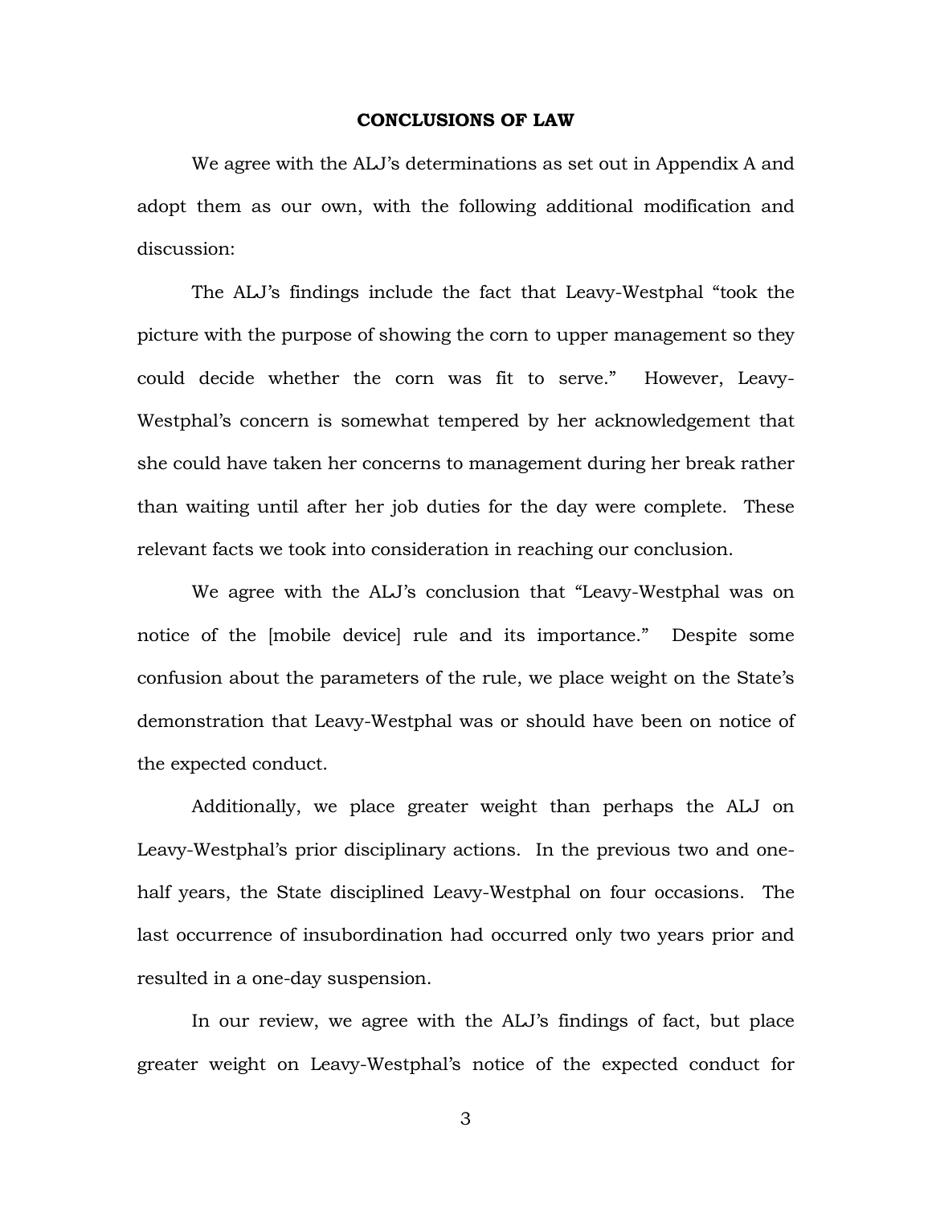## CONCLUSIONS OF LAW

We agree with the ALJ's determinations as set out in Appendix A and adopt them as our own, with the following additional modification and discussion:

The ALJ's findings include the fact that Leavy-Westphal "took the picture with the purpose of showing the corn to upper management so they could decide whether the corn was fit to serve." However, Leavy-Westphal's concern is somewhat tempered by her acknowledgement that she could have taken her concerns to management during her break rather than waiting until after her job duties for the day were complete. These relevant facts we took into consideration in reaching our conclusion.

We agree with the ALJ's conclusion that "Leavy-Westphal was on notice of the [mobile device] rule and its importance." Despite some confusion about the parameters of the rule, we place weight on the State's demonstration that Leavy-Westphal was or should have been on notice of the expected conduct.

Additionally, we place greater weight than perhaps the ALJ on Leavy-Westphal's prior disciplinary actions. In the previous two and one-half years, the State disciplined Leavy-Westphal on four occasions. The last occurrence of insubordination had occurred only two years prior and resulted in a one-day suspension.

In our review, we agree with the ALJ's findings of fact, but place greater weight on Leavy-Westphal's notice of the expected conduct for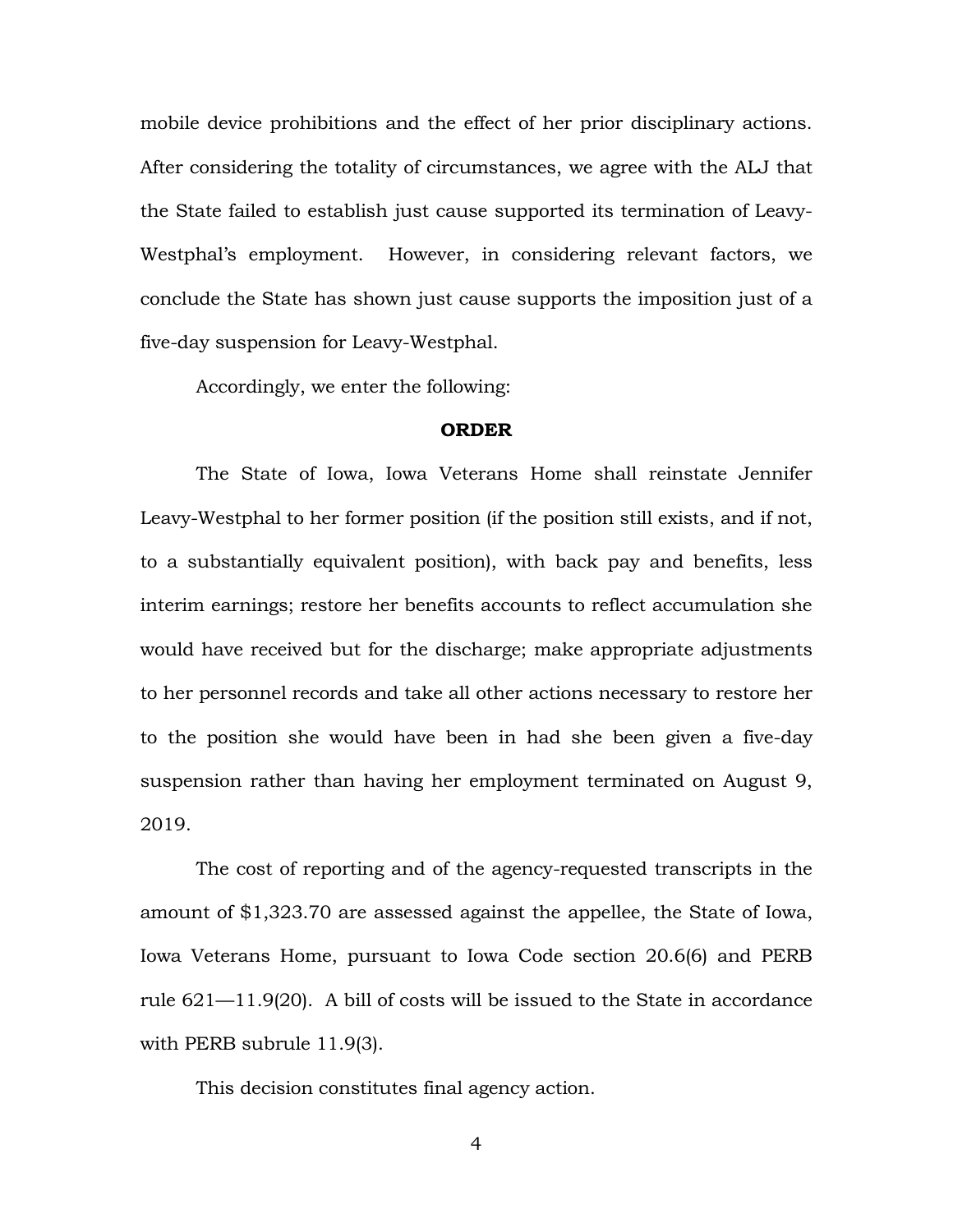mobile device prohibitions and the effect of her prior disciplinary actions. After considering the totality of circumstances, we agree with the ALJ that the State failed to establish just cause supported its termination of Leavy-Westphal's employment. However, in considering relevant factors, we conclude the State has shown just cause supports the imposition just of a five-day suspension for Leavy-Westphal.

Accordingly, we enter the following:

**ORDER**

The State of Iowa, Iowa Veterans Home shall reinstate Jennifer Leavy-Westphal to her former position (if the position still exists, and if not, to a substantially equivalent position), with back pay and benefits, less interim earnings; restore her benefits accounts to reflect accumulation she would have received but for the discharge; make appropriate adjustments to her personnel records and take all other actions necessary to restore her to the position she would have been in had she been given a five-day suspension rather than having her employment terminated on August 9, 2019.

The cost of reporting and of the agency-requested transcripts in the amount of $1,323.70 are assessed against the appellee, the State of Iowa, Iowa Veterans Home, pursuant to Iowa Code section 20.6(6) and PERB rule 621—11.9(20). A bill of costs will be issued to the State in accordance with PERB subrule 11.9(3).

This decision constitutes final agency action.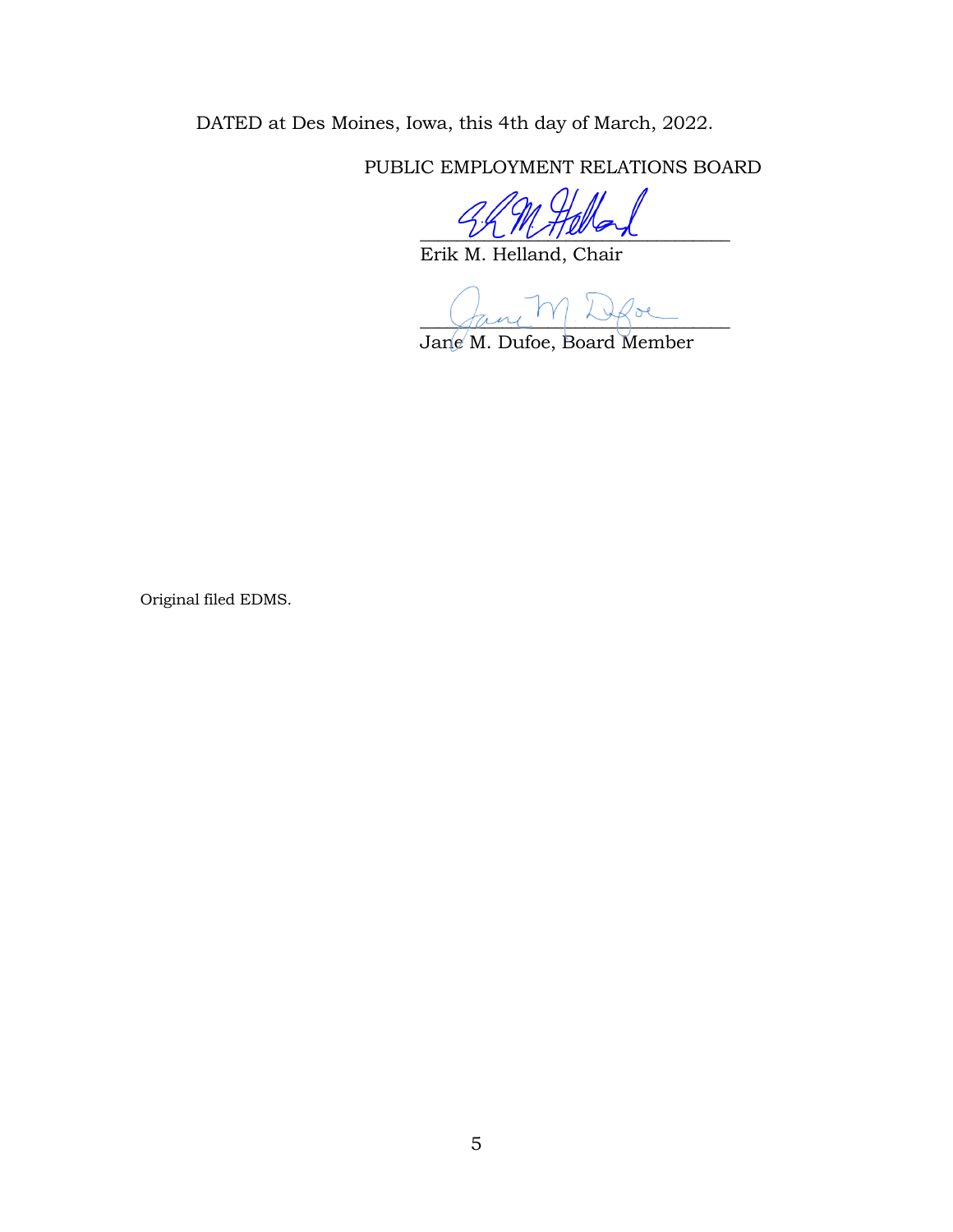DATED at Des Moines, Iowa, this 4th day of March, 2022.

PUBLIC EMPLOYMENT RELATIONS BOARD

_______________________________
Erik M. Helland, Chair

_______________________________
Jane M. Dufoe, Board Member

Original filed EDMS.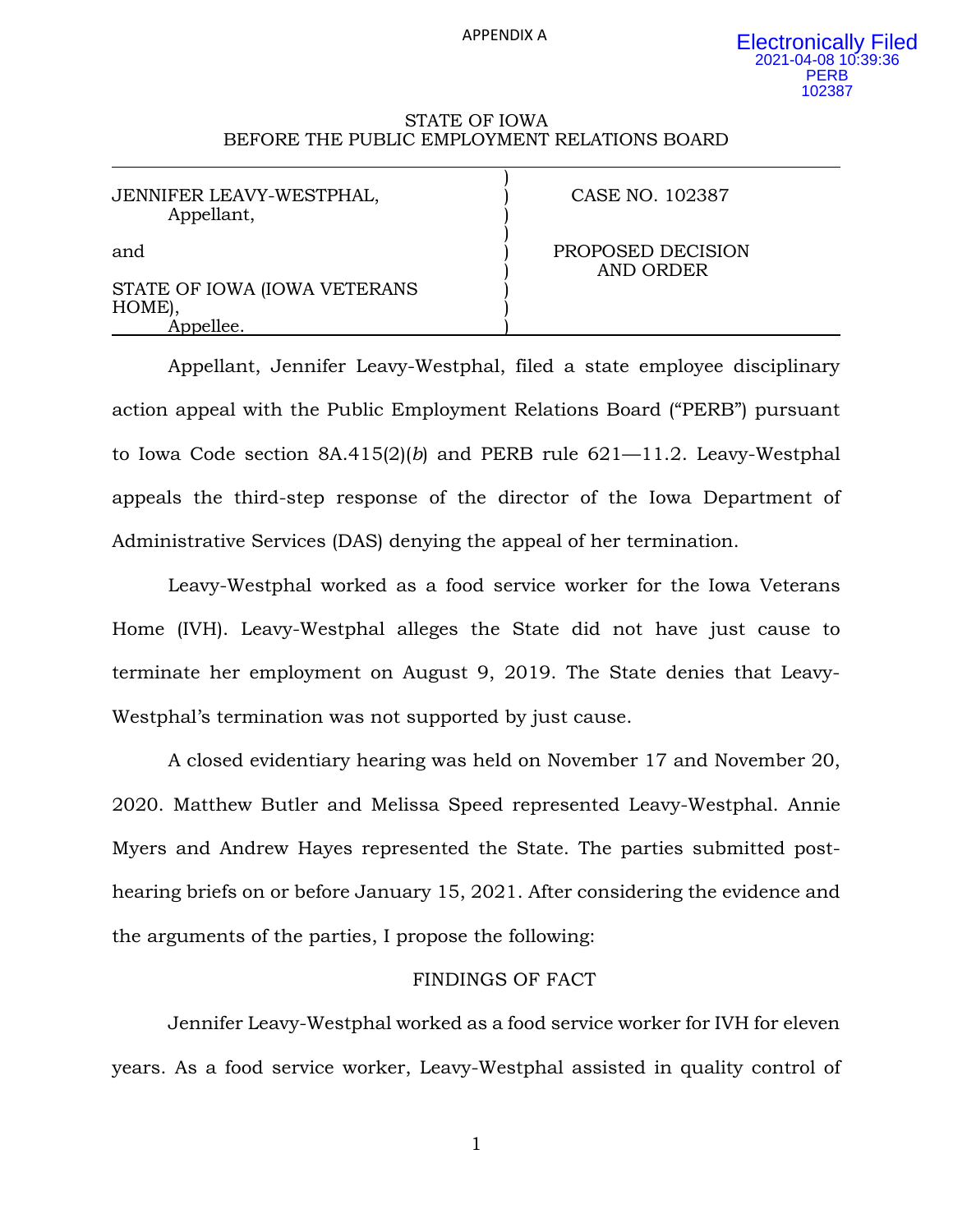APPENDIX A

Electronically Filed
2021-04-08 10:39:36
PERB
102387

STATE OF IOWA
BEFORE THE PUBLIC EMPLOYMENT RELATIONS BOARD

| | |
|---|---|
| JENNIFER LEAVY-WESTPHAL, Appellant, | CASE NO. 102387 |
| and | PROPOSED DECISION AND ORDER |
| STATE OF IOWA (IOWA VETERANS HOME), Appellee. | |

Appellant, Jennifer Leavy-Westphal, filed a state employee disciplinary action appeal with the Public Employment Relations Board ("PERB") pursuant to Iowa Code section 8A.415(2)(*b*) and PERB rule 621—11.2. Leavy-Westphal appeals the third-step response of the director of the Iowa Department of Administrative Services (DAS) denying the appeal of her termination.

Leavy-Westphal worked as a food service worker for the Iowa Veterans Home (IVH). Leavy-Westphal alleges the State did not have just cause to terminate her employment on August 9, 2019. The State denies that Leavy-Westphal's termination was not supported by just cause.

A closed evidentiary hearing was held on November 17 and November 20, 2020. Matthew Butler and Melissa Speed represented Leavy-Westphal. Annie Myers and Andrew Hayes represented the State. The parties submitted post-hearing briefs on or before January 15, 2021. After considering the evidence and the arguments of the parties, I propose the following:

## FINDINGS OF FACT

Jennifer Leavy-Westphal worked as a food service worker for IVH for eleven years. As a food service worker, Leavy-Westphal assisted in quality control of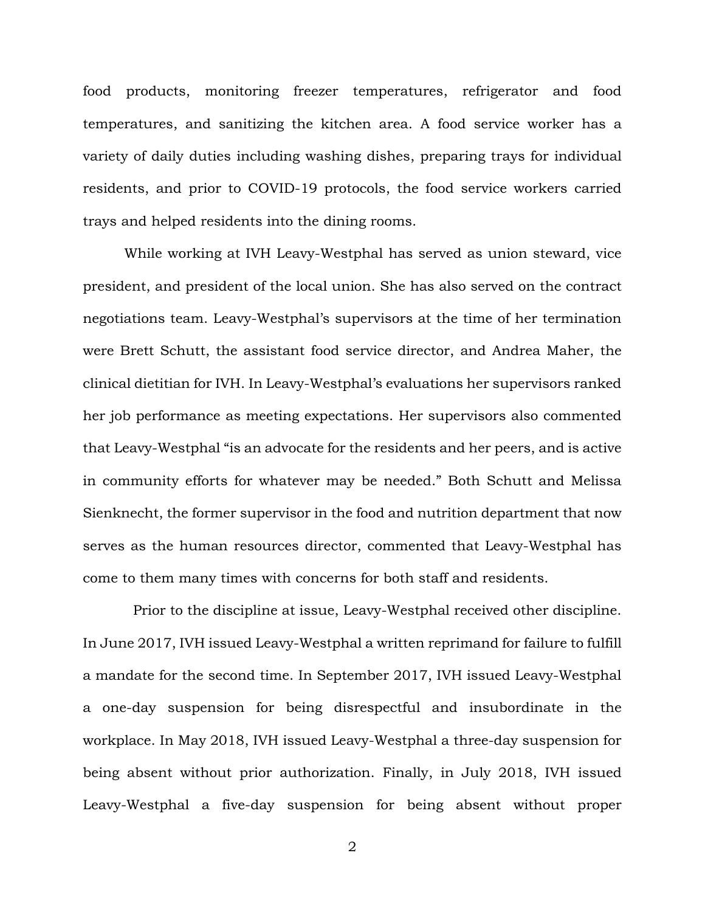food products, monitoring freezer temperatures, refrigerator and food temperatures, and sanitizing the kitchen area. A food service worker has a variety of daily duties including washing dishes, preparing trays for individual residents, and prior to COVID-19 protocols, the food service workers carried trays and helped residents into the dining rooms.

While working at IVH Leavy-Westphal has served as union steward, vice president, and president of the local union. She has also served on the contract negotiations team. Leavy-Westphal's supervisors at the time of her termination were Brett Schutt, the assistant food service director, and Andrea Maher, the clinical dietitian for IVH. In Leavy-Westphal's evaluations her supervisors ranked her job performance as meeting expectations. Her supervisors also commented that Leavy-Westphal "is an advocate for the residents and her peers, and is active in community efforts for whatever may be needed." Both Schutt and Melissa Sienknecht, the former supervisor in the food and nutrition department that now serves as the human resources director, commented that Leavy-Westphal has come to them many times with concerns for both staff and residents.

Prior to the discipline at issue, Leavy-Westphal received other discipline. In June 2017, IVH issued Leavy-Westphal a written reprimand for failure to fulfill a mandate for the second time. In September 2017, IVH issued Leavy-Westphal a one-day suspension for being disrespectful and insubordinate in the workplace. In May 2018, IVH issued Leavy-Westphal a three-day suspension for being absent without prior authorization. Finally, in July 2018, IVH issued Leavy-Westphal a five-day suspension for being absent without proper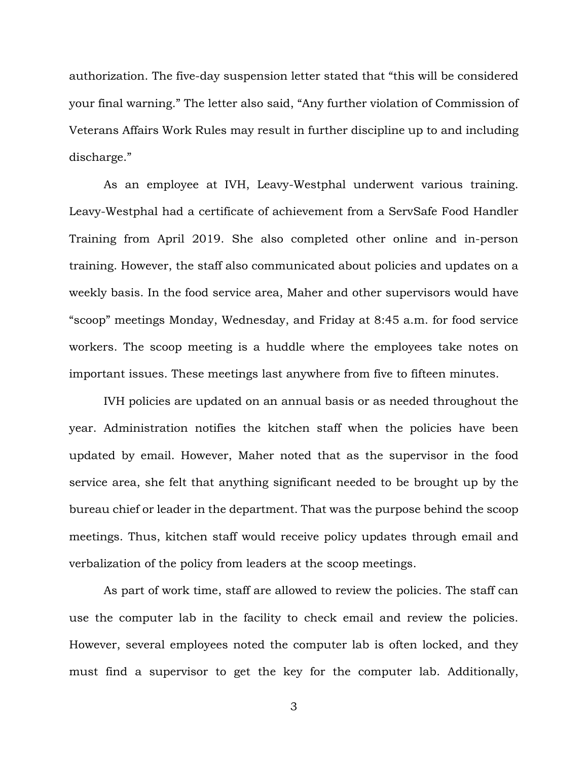authorization. The five-day suspension letter stated that "this will be considered your final warning." The letter also said, "Any further violation of Commission of Veterans Affairs Work Rules may result in further discipline up to and including discharge."

As an employee at IVH, Leavy-Westphal underwent various training. Leavy-Westphal had a certificate of achievement from a ServSafe Food Handler Training from April 2019. She also completed other online and in-person training. However, the staff also communicated about policies and updates on a weekly basis. In the food service area, Maher and other supervisors would have "scoop" meetings Monday, Wednesday, and Friday at 8:45 a.m. for food service workers. The scoop meeting is a huddle where the employees take notes on important issues. These meetings last anywhere from five to fifteen minutes.

IVH policies are updated on an annual basis or as needed throughout the year. Administration notifies the kitchen staff when the policies have been updated by email. However, Maher noted that as the supervisor in the food service area, she felt that anything significant needed to be brought up by the bureau chief or leader in the department. That was the purpose behind the scoop meetings. Thus, kitchen staff would receive policy updates through email and verbalization of the policy from leaders at the scoop meetings.

As part of work time, staff are allowed to review the policies. The staff can use the computer lab in the facility to check email and review the policies. However, several employees noted the computer lab is often locked, and they must find a supervisor to get the key for the computer lab. Additionally,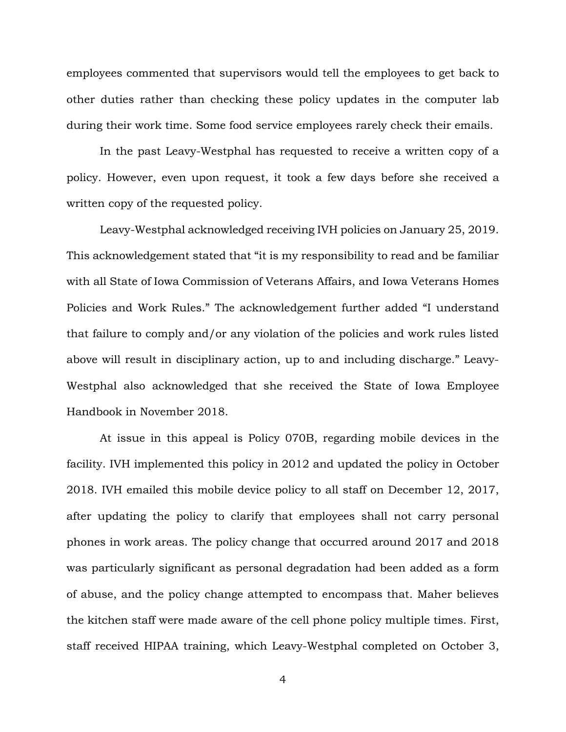employees commented that supervisors would tell the employees to get back to other duties rather than checking these policy updates in the computer lab during their work time. Some food service employees rarely check their emails.

In the past Leavy-Westphal has requested to receive a written copy of a policy. However, even upon request, it took a few days before she received a written copy of the requested policy.

Leavy-Westphal acknowledged receiving IVH policies on January 25, 2019. This acknowledgement stated that "it is my responsibility to read and be familiar with all State of Iowa Commission of Veterans Affairs, and Iowa Veterans Homes Policies and Work Rules." The acknowledgement further added "I understand that failure to comply and/or any violation of the policies and work rules listed above will result in disciplinary action, up to and including discharge." Leavy-Westphal also acknowledged that she received the State of Iowa Employee Handbook in November 2018.

At issue in this appeal is Policy 070B, regarding mobile devices in the facility. IVH implemented this policy in 2012 and updated the policy in October 2018. IVH emailed this mobile device policy to all staff on December 12, 2017, after updating the policy to clarify that employees shall not carry personal phones in work areas. The policy change that occurred around 2017 and 2018 was particularly significant as personal degradation had been added as a form of abuse, and the policy change attempted to encompass that. Maher believes the kitchen staff were made aware of the cell phone policy multiple times. First, staff received HIPAA training, which Leavy-Westphal completed on October 3,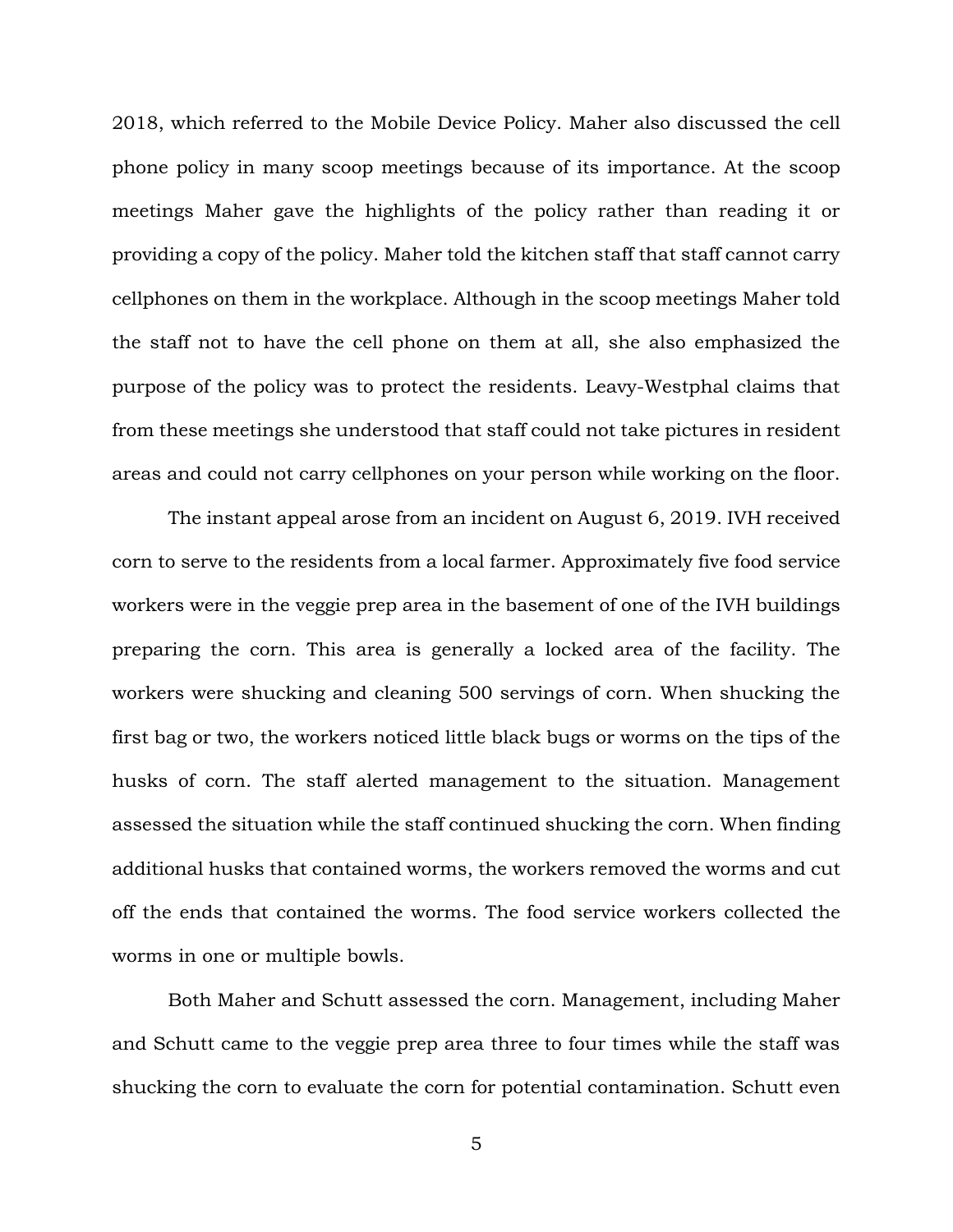2018, which referred to the Mobile Device Policy. Maher also discussed the cell phone policy in many scoop meetings because of its importance. At the scoop meetings Maher gave the highlights of the policy rather than reading it or providing a copy of the policy. Maher told the kitchen staff that staff cannot carry cellphones on them in the workplace. Although in the scoop meetings Maher told the staff not to have the cell phone on them at all, she also emphasized the purpose of the policy was to protect the residents. Leavy-Westphal claims that from these meetings she understood that staff could not take pictures in resident areas and could not carry cellphones on your person while working on the floor.

The instant appeal arose from an incident on August 6, 2019. IVH received corn to serve to the residents from a local farmer. Approximately five food service workers were in the veggie prep area in the basement of one of the IVH buildings preparing the corn. This area is generally a locked area of the facility. The workers were shucking and cleaning 500 servings of corn. When shucking the first bag or two, the workers noticed little black bugs or worms on the tips of the husks of corn. The staff alerted management to the situation. Management assessed the situation while the staff continued shucking the corn. When finding additional husks that contained worms, the workers removed the worms and cut off the ends that contained the worms. The food service workers collected the worms in one or multiple bowls.

Both Maher and Schutt assessed the corn. Management, including Maher and Schutt came to the veggie prep area three to four times while the staff was shucking the corn to evaluate the corn for potential contamination. Schutt even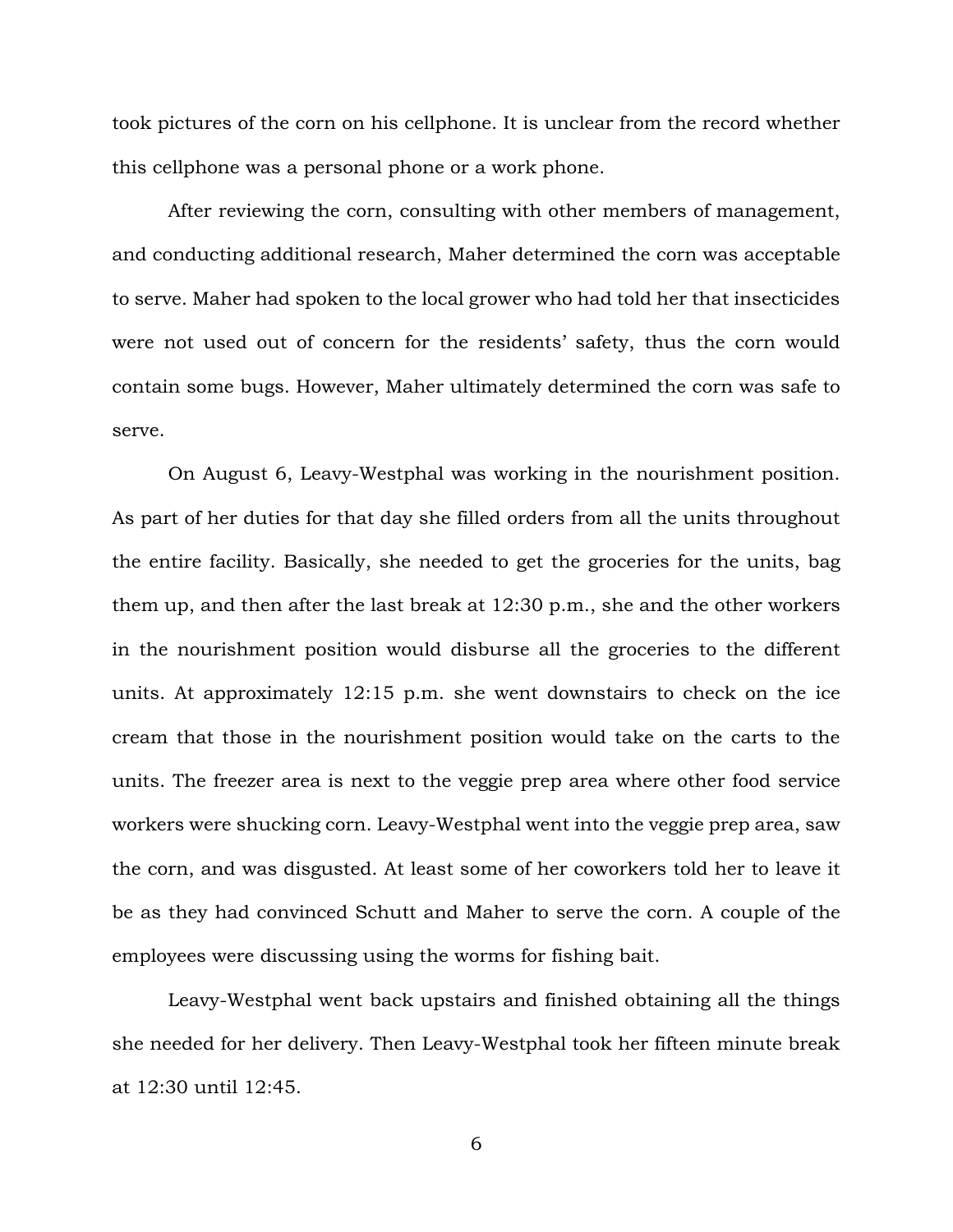took pictures of the corn on his cellphone. It is unclear from the record whether this cellphone was a personal phone or a work phone.

After reviewing the corn, consulting with other members of management, and conducting additional research, Maher determined the corn was acceptable to serve. Maher had spoken to the local grower who had told her that insecticides were not used out of concern for the residents' safety, thus the corn would contain some bugs. However, Maher ultimately determined the corn was safe to serve.

On August 6, Leavy-Westphal was working in the nourishment position. As part of her duties for that day she filled orders from all the units throughout the entire facility. Basically, she needed to get the groceries for the units, bag them up, and then after the last break at 12:30 p.m., she and the other workers in the nourishment position would disburse all the groceries to the different units. At approximately 12:15 p.m. she went downstairs to check on the ice cream that those in the nourishment position would take on the carts to the units. The freezer area is next to the veggie prep area where other food service workers were shucking corn. Leavy-Westphal went into the veggie prep area, saw the corn, and was disgusted. At least some of her coworkers told her to leave it be as they had convinced Schutt and Maher to serve the corn. A couple of the employees were discussing using the worms for fishing bait.

Leavy-Westphal went back upstairs and finished obtaining all the things she needed for her delivery. Then Leavy-Westphal took her fifteen minute break at 12:30 until 12:45.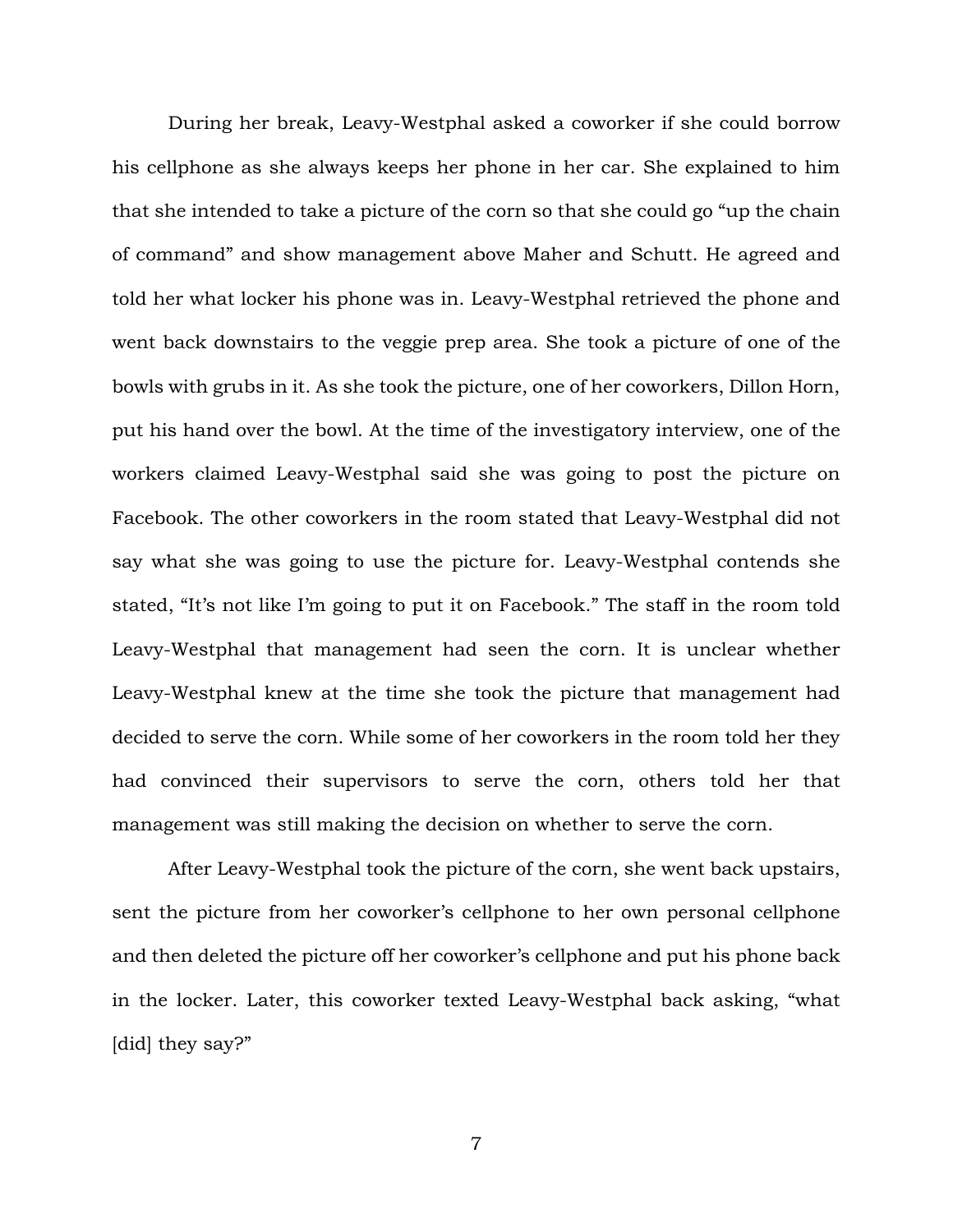During her break, Leavy-Westphal asked a coworker if she could borrow his cellphone as she always keeps her phone in her car. She explained to him that she intended to take a picture of the corn so that she could go "up the chain of command" and show management above Maher and Schutt. He agreed and told her what locker his phone was in. Leavy-Westphal retrieved the phone and went back downstairs to the veggie prep area. She took a picture of one of the bowls with grubs in it. As she took the picture, one of her coworkers, Dillon Horn, put his hand over the bowl. At the time of the investigatory interview, one of the workers claimed Leavy-Westphal said she was going to post the picture on Facebook. The other coworkers in the room stated that Leavy-Westphal did not say what she was going to use the picture for. Leavy-Westphal contends she stated, "It's not like I'm going to put it on Facebook." The staff in the room told Leavy-Westphal that management had seen the corn. It is unclear whether Leavy-Westphal knew at the time she took the picture that management had decided to serve the corn. While some of her coworkers in the room told her they had convinced their supervisors to serve the corn, others told her that management was still making the decision on whether to serve the corn.

After Leavy-Westphal took the picture of the corn, she went back upstairs, sent the picture from her coworker's cellphone to her own personal cellphone and then deleted the picture off her coworker's cellphone and put his phone back in the locker. Later, this coworker texted Leavy-Westphal back asking, "what [did] they say?"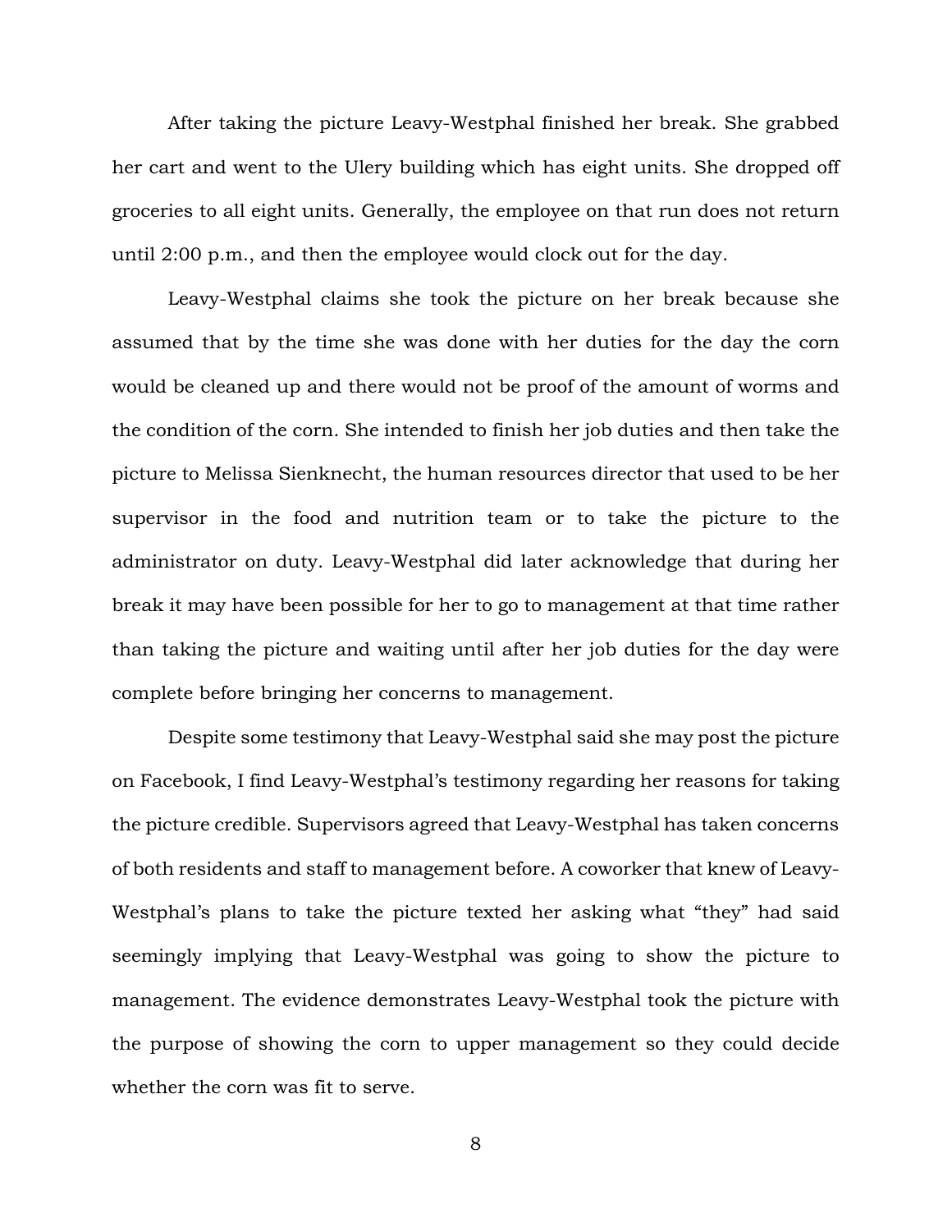After taking the picture Leavy-Westphal finished her break. She grabbed her cart and went to the Ulery building which has eight units. She dropped off groceries to all eight units. Generally, the employee on that run does not return until 2:00 p.m., and then the employee would clock out for the day.

Leavy-Westphal claims she took the picture on her break because she assumed that by the time she was done with her duties for the day the corn would be cleaned up and there would not be proof of the amount of worms and the condition of the corn. She intended to finish her job duties and then take the picture to Melissa Sienknecht, the human resources director that used to be her supervisor in the food and nutrition team or to take the picture to the administrator on duty. Leavy-Westphal did later acknowledge that during her break it may have been possible for her to go to management at that time rather than taking the picture and waiting until after her job duties for the day were complete before bringing her concerns to management.

Despite some testimony that Leavy-Westphal said she may post the picture on Facebook, I find Leavy-Westphal's testimony regarding her reasons for taking the picture credible. Supervisors agreed that Leavy-Westphal has taken concerns of both residents and staff to management before. A coworker that knew of Leavy-Westphal's plans to take the picture texted her asking what "they" had said seemingly implying that Leavy-Westphal was going to show the picture to management. The evidence demonstrates Leavy-Westphal took the picture with the purpose of showing the corn to upper management so they could decide whether the corn was fit to serve.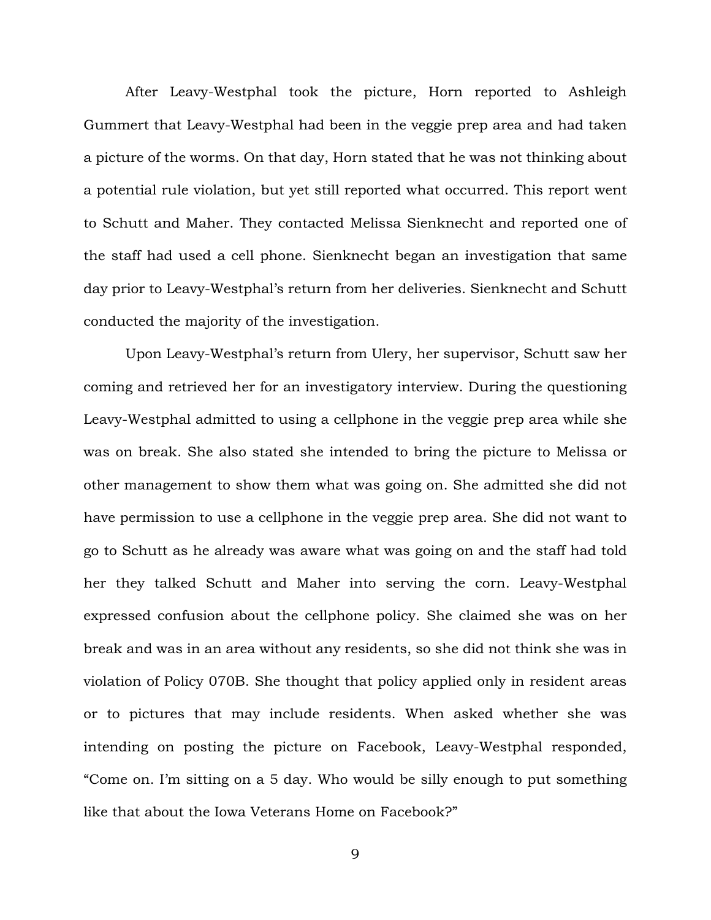After Leavy-Westphal took the picture, Horn reported to Ashleigh Gummert that Leavy-Westphal had been in the veggie prep area and had taken a picture of the worms. On that day, Horn stated that he was not thinking about a potential rule violation, but yet still reported what occurred. This report went to Schutt and Maher. They contacted Melissa Sienknecht and reported one of the staff had used a cell phone. Sienknecht began an investigation that same day prior to Leavy-Westphal's return from her deliveries. Sienknecht and Schutt conducted the majority of the investigation.

Upon Leavy-Westphal's return from Ulery, her supervisor, Schutt saw her coming and retrieved her for an investigatory interview. During the questioning Leavy-Westphal admitted to using a cellphone in the veggie prep area while she was on break. She also stated she intended to bring the picture to Melissa or other management to show them what was going on. She admitted she did not have permission to use a cellphone in the veggie prep area. She did not want to go to Schutt as he already was aware what was going on and the staff had told her they talked Schutt and Maher into serving the corn. Leavy-Westphal expressed confusion about the cellphone policy. She claimed she was on her break and was in an area without any residents, so she did not think she was in violation of Policy 070B. She thought that policy applied only in resident areas or to pictures that may include residents. When asked whether she was intending on posting the picture on Facebook, Leavy-Westphal responded, "Come on. I'm sitting on a 5 day. Who would be silly enough to put something like that about the Iowa Veterans Home on Facebook?"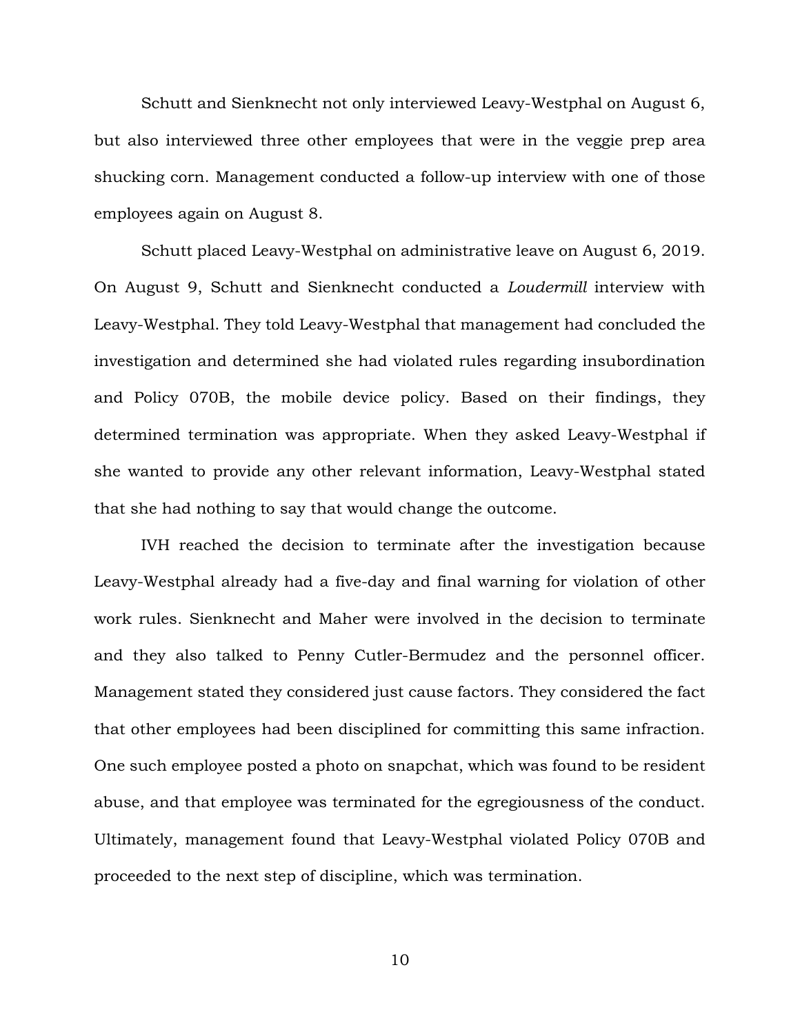Schutt and Sienknecht not only interviewed Leavy-Westphal on August 6, but also interviewed three other employees that were in the veggie prep area shucking corn. Management conducted a follow-up interview with one of those employees again on August 8.

Schutt placed Leavy-Westphal on administrative leave on August 6, 2019. On August 9, Schutt and Sienknecht conducted a *Loudermill* interview with Leavy-Westphal. They told Leavy-Westphal that management had concluded the investigation and determined she had violated rules regarding insubordination and Policy 070B, the mobile device policy. Based on their findings, they determined termination was appropriate. When they asked Leavy-Westphal if she wanted to provide any other relevant information, Leavy-Westphal stated that she had nothing to say that would change the outcome.

IVH reached the decision to terminate after the investigation because Leavy-Westphal already had a five-day and final warning for violation of other work rules. Sienknecht and Maher were involved in the decision to terminate and they also talked to Penny Cutler-Bermudez and the personnel officer. Management stated they considered just cause factors. They considered the fact that other employees had been disciplined for committing this same infraction. One such employee posted a photo on snapchat, which was found to be resident abuse, and that employee was terminated for the egregiousness of the conduct. Ultimately, management found that Leavy-Westphal violated Policy 070B and proceeded to the next step of discipline, which was termination.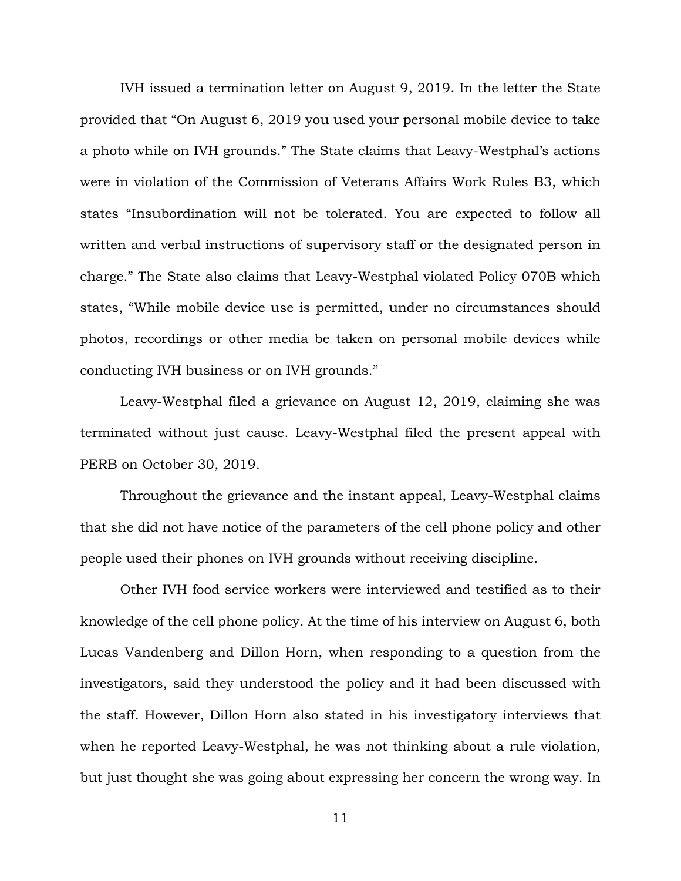IVH issued a termination letter on August 9, 2019. In the letter the State provided that "On August 6, 2019 you used your personal mobile device to take a photo while on IVH grounds." The State claims that Leavy-Westphal's actions were in violation of the Commission of Veterans Affairs Work Rules B3, which states "Insubordination will not be tolerated. You are expected to follow all written and verbal instructions of supervisory staff or the designated person in charge." The State also claims that Leavy-Westphal violated Policy 070B which states, "While mobile device use is permitted, under no circumstances should photos, recordings or other media be taken on personal mobile devices while conducting IVH business or on IVH grounds."

Leavy-Westphal filed a grievance on August 12, 2019, claiming she was terminated without just cause. Leavy-Westphal filed the present appeal with PERB on October 30, 2019.

Throughout the grievance and the instant appeal, Leavy-Westphal claims that she did not have notice of the parameters of the cell phone policy and other people used their phones on IVH grounds without receiving discipline.

Other IVH food service workers were interviewed and testified as to their knowledge of the cell phone policy. At the time of his interview on August 6, both Lucas Vandenberg and Dillon Horn, when responding to a question from the investigators, said they understood the policy and it had been discussed with the staff. However, Dillon Horn also stated in his investigatory interviews that when he reported Leavy-Westphal, he was not thinking about a rule violation, but just thought she was going about expressing her concern the wrong way. In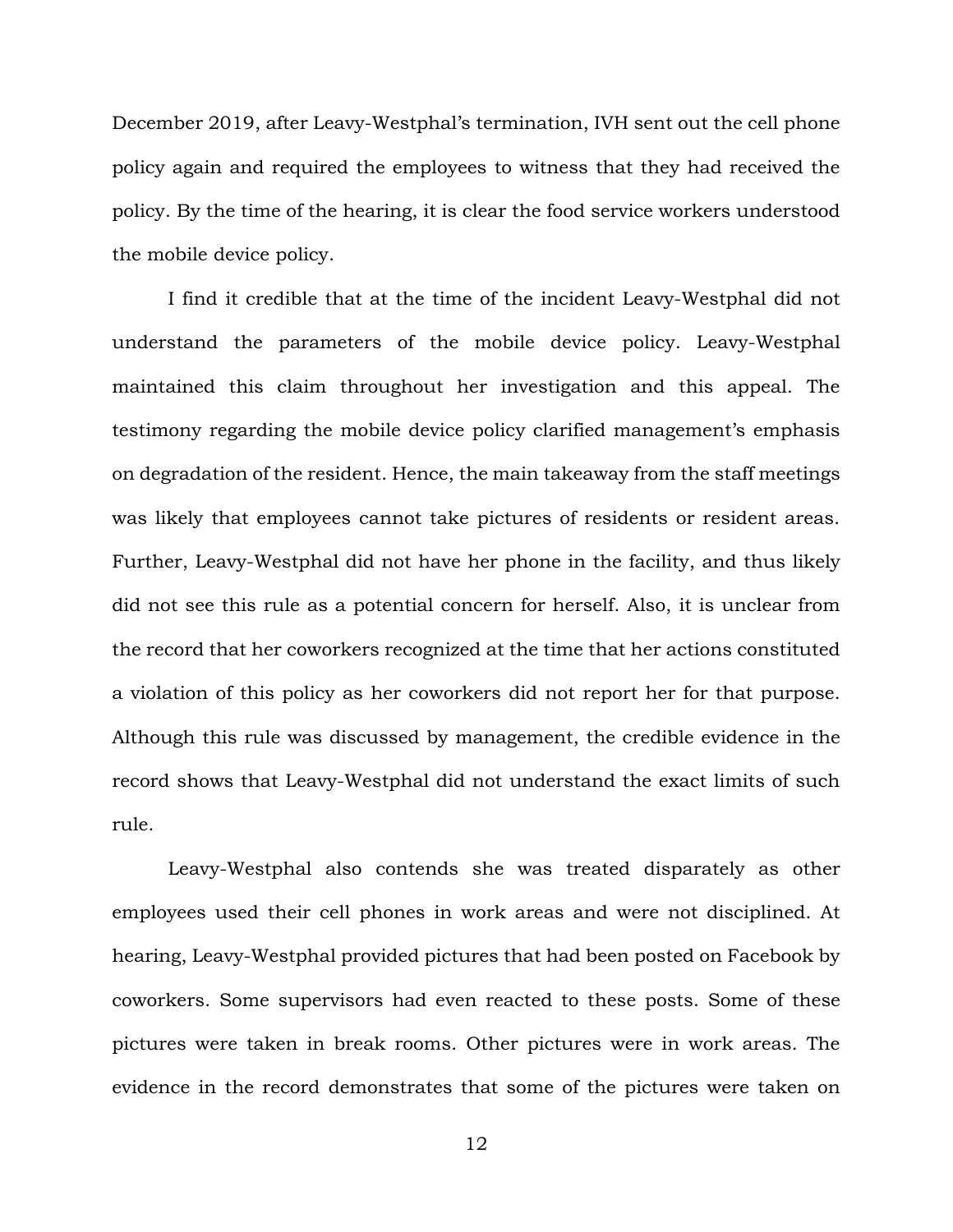December 2019, after Leavy-Westphal's termination, IVH sent out the cell phone policy again and required the employees to witness that they had received the policy. By the time of the hearing, it is clear the food service workers understood the mobile device policy.

I find it credible that at the time of the incident Leavy-Westphal did not understand the parameters of the mobile device policy. Leavy-Westphal maintained this claim throughout her investigation and this appeal. The testimony regarding the mobile device policy clarified management's emphasis on degradation of the resident. Hence, the main takeaway from the staff meetings was likely that employees cannot take pictures of residents or resident areas. Further, Leavy-Westphal did not have her phone in the facility, and thus likely did not see this rule as a potential concern for herself. Also, it is unclear from the record that her coworkers recognized at the time that her actions constituted a violation of this policy as her coworkers did not report her for that purpose. Although this rule was discussed by management, the credible evidence in the record shows that Leavy-Westphal did not understand the exact limits of such rule.

Leavy-Westphal also contends she was treated disparately as other employees used their cell phones in work areas and were not disciplined. At hearing, Leavy-Westphal provided pictures that had been posted on Facebook by coworkers. Some supervisors had even reacted to these posts. Some of these pictures were taken in break rooms. Other pictures were in work areas. The evidence in the record demonstrates that some of the pictures were taken on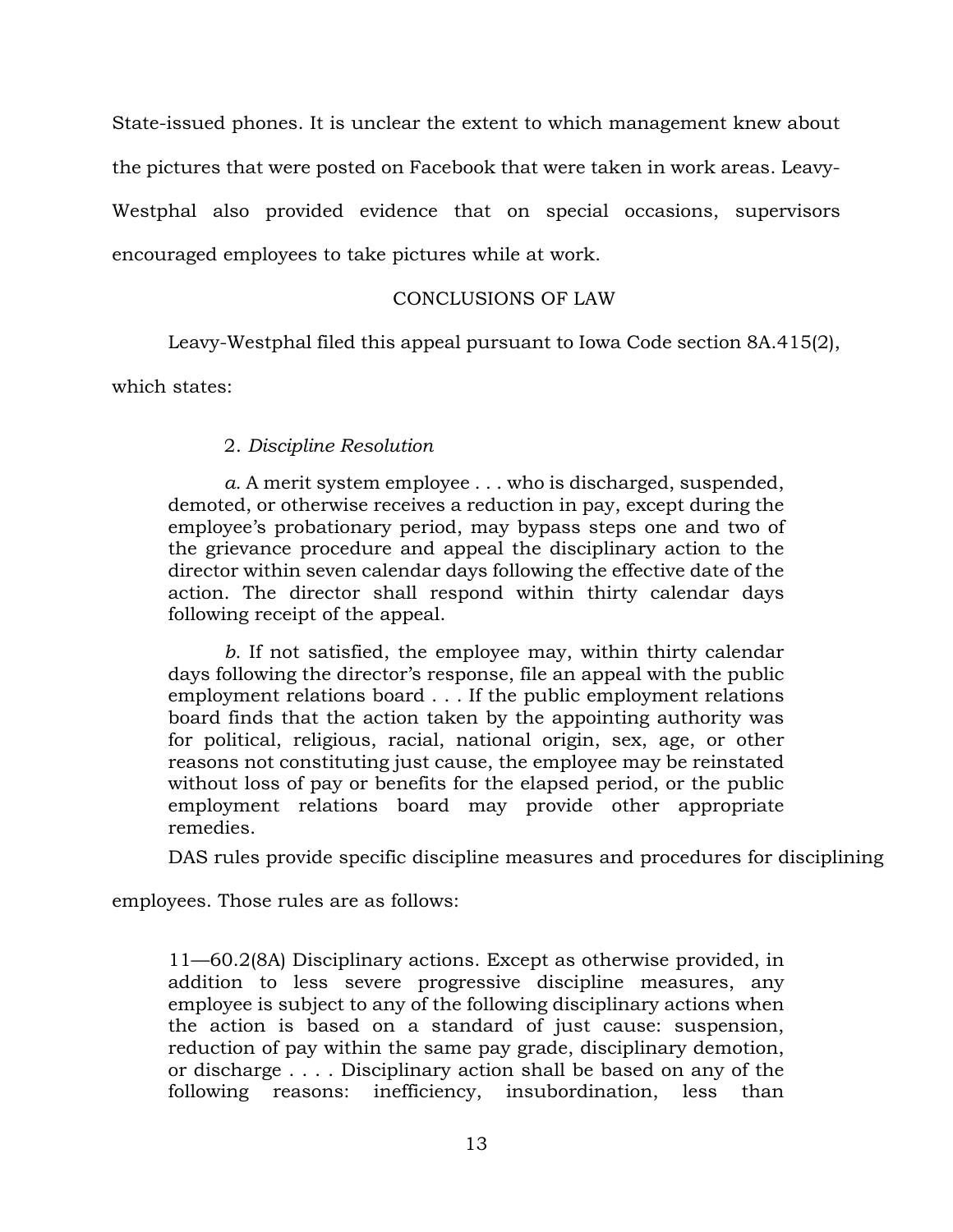State-issued phones. It is unclear the extent to which management knew about the pictures that were posted on Facebook that were taken in work areas. Leavy-Westphal also provided evidence that on special occasions, supervisors encouraged employees to take pictures while at work.

## CONCLUSIONS OF LAW

Leavy-Westphal filed this appeal pursuant to Iowa Code section 8A.415(2), which states:

> 2. *Discipline Resolution*
>
> *a.* A merit system employee . . . who is discharged, suspended, demoted, or otherwise receives a reduction in pay, except during the employee's probationary period, may bypass steps one and two of the grievance procedure and appeal the disciplinary action to the director within seven calendar days following the effective date of the action. The director shall respond within thirty calendar days following receipt of the appeal.
>
> *b.* If not satisfied, the employee may, within thirty calendar days following the director's response, file an appeal with the public employment relations board . . . If the public employment relations board finds that the action taken by the appointing authority was for political, religious, racial, national origin, sex, age, or other reasons not constituting just cause, the employee may be reinstated without loss of pay or benefits for the elapsed period, or the public employment relations board may provide other appropriate remedies.

DAS rules provide specific discipline measures and procedures for disciplining employees. Those rules are as follows:

> 11—60.2(8A) Disciplinary actions. Except as otherwise provided, in addition to less severe progressive discipline measures, any employee is subject to any of the following disciplinary actions when the action is based on a standard of just cause: suspension, reduction of pay within the same pay grade, disciplinary demotion, or discharge . . . . Disciplinary action shall be based on any of the following reasons: inefficiency, insubordination, less than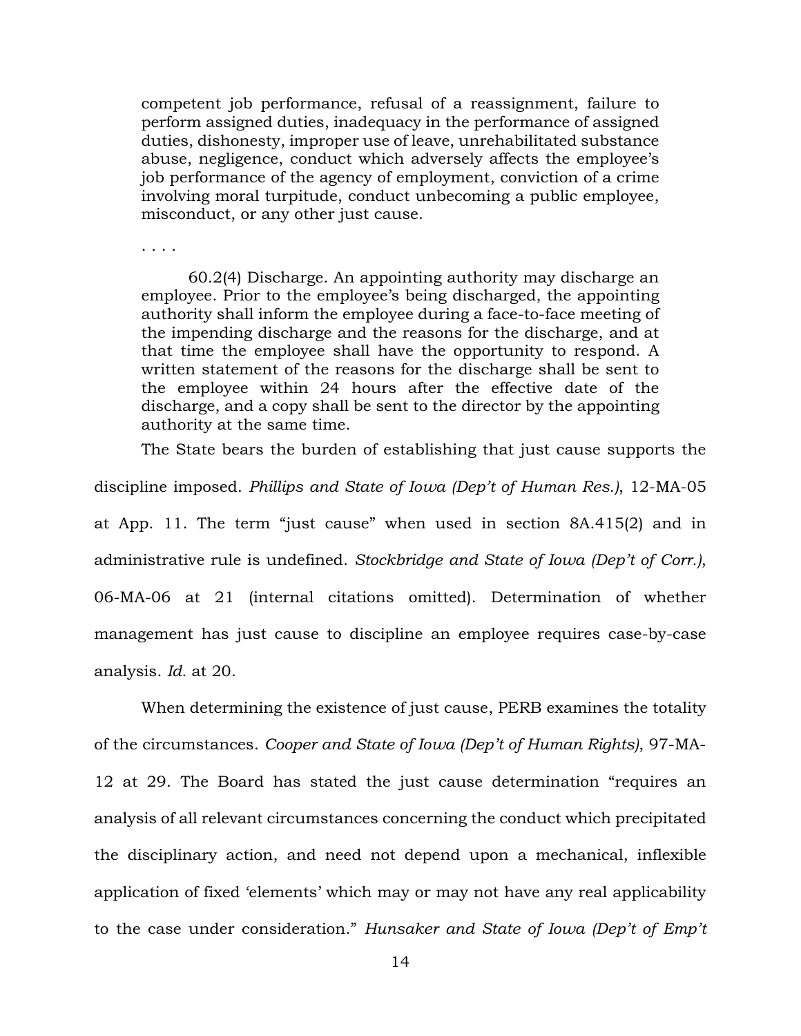> competent job performance, refusal of a reassignment, failure to perform assigned duties, inadequacy in the performance of assigned duties, dishonesty, improper use of leave, unrehabilitated substance abuse, negligence, conduct which adversely affects the employee's job performance of the agency of employment, conviction of a crime involving moral turpitude, conduct unbecoming a public employee, misconduct, or any other just cause.
>
> . . . .
>
> 60.2(4) Discharge. An appointing authority may discharge an employee. Prior to the employee's being discharged, the appointing authority shall inform the employee during a face-to-face meeting of the impending discharge and the reasons for the discharge, and at that time the employee shall have the opportunity to respond. A written statement of the reasons for the discharge shall be sent to the employee within 24 hours after the effective date of the discharge, and a copy shall be sent to the director by the appointing authority at the same time.

The State bears the burden of establishing that just cause supports the discipline imposed. *Phillips and State of Iowa (Dep't of Human Res.)*, 12-MA-05 at App. 11. The term "just cause" when used in section 8A.415(2) and in administrative rule is undefined. *Stockbridge and State of Iowa (Dep't of Corr.)*, 06-MA-06 at 21 (internal citations omitted). Determination of whether management has just cause to discipline an employee requires case-by-case analysis. *Id.* at 20.

When determining the existence of just cause, PERB examines the totality of the circumstances. *Cooper and State of Iowa (Dep't of Human Rights)*, 97-MA-12 at 29. The Board has stated the just cause determination "requires an analysis of all relevant circumstances concerning the conduct which precipitated the disciplinary action, and need not depend upon a mechanical, inflexible application of fixed 'elements' which may or may not have any real applicability to the case under consideration." *Hunsaker and State of Iowa (Dep't of Emp't*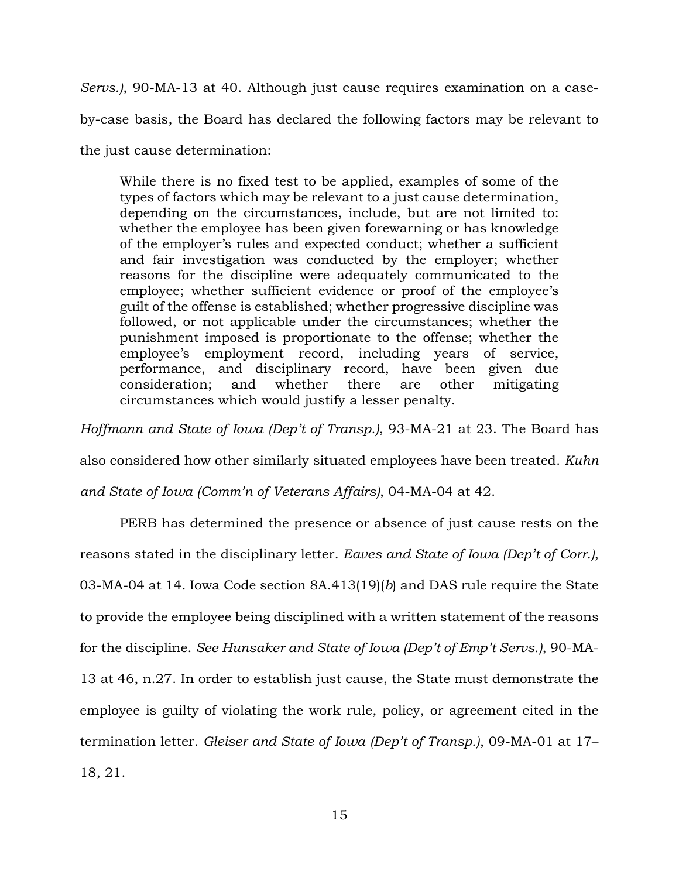*Servs.)*, 90-MA-13 at 40. Although just cause requires examination on a case-by-case basis, the Board has declared the following factors may be relevant to the just cause determination:

> While there is no fixed test to be applied, examples of some of the types of factors which may be relevant to a just cause determination, depending on the circumstances, include, but are not limited to: whether the employee has been given forewarning or has knowledge of the employer's rules and expected conduct; whether a sufficient and fair investigation was conducted by the employer; whether reasons for the discipline were adequately communicated to the employee; whether sufficient evidence or proof of the employee's guilt of the offense is established; whether progressive discipline was followed, or not applicable under the circumstances; whether the punishment imposed is proportionate to the offense; whether the employee's employment record, including years of service, performance, and disciplinary record, have been given due consideration; and whether there are other mitigating circumstances which would justify a lesser penalty.

*Hoffmann and State of Iowa (Dep't of Transp.)*, 93-MA-21 at 23. The Board has also considered how other similarly situated employees have been treated. *Kuhn and State of Iowa (Comm'n of Veterans Affairs)*, 04-MA-04 at 42.

PERB has determined the presence or absence of just cause rests on the reasons stated in the disciplinary letter. *Eaves and State of Iowa (Dep't of Corr.)*, 03-MA-04 at 14. Iowa Code section 8A.413(19)(*b*) and DAS rule require the State to provide the employee being disciplined with a written statement of the reasons for the discipline. *See Hunsaker and State of Iowa (Dep't of Emp't Servs.)*, 90-MA-13 at 46, n.27. In order to establish just cause, the State must demonstrate the employee is guilty of violating the work rule, policy, or agreement cited in the termination letter. *Gleiser and State of Iowa (Dep't of Transp.)*, 09-MA-01 at 17–18, 21.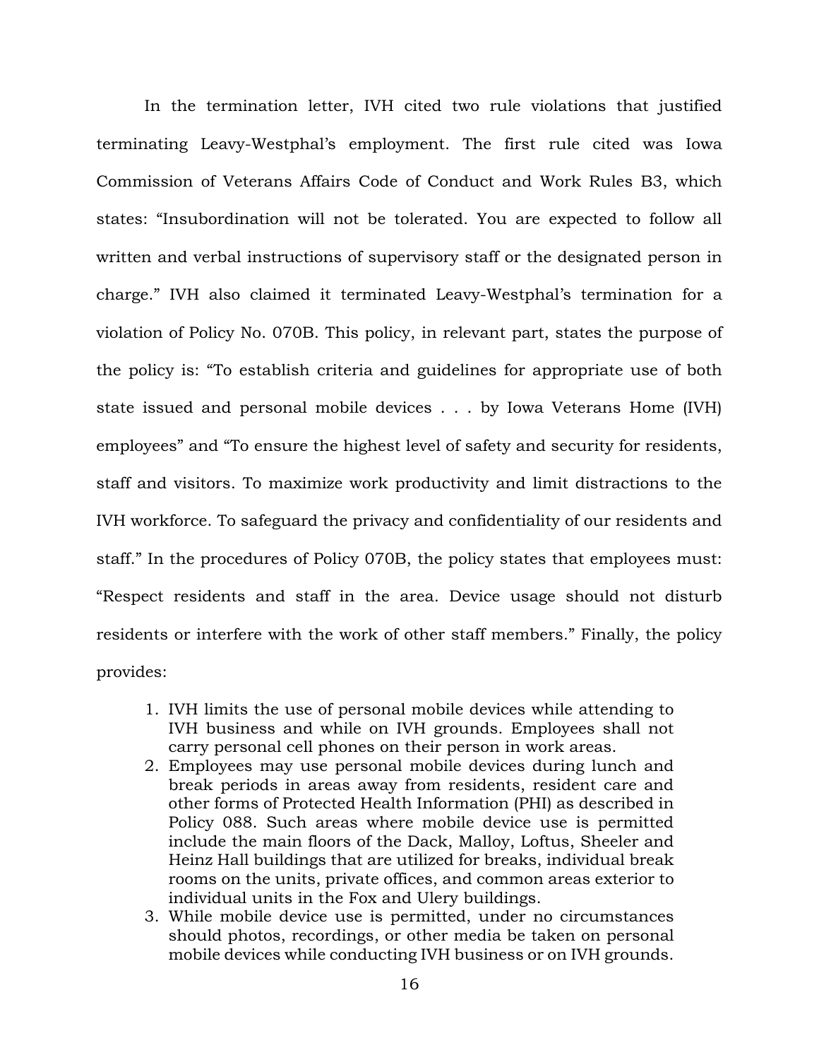In the termination letter, IVH cited two rule violations that justified terminating Leavy-Westphal's employment. The first rule cited was Iowa Commission of Veterans Affairs Code of Conduct and Work Rules B3, which states: "Insubordination will not be tolerated. You are expected to follow all written and verbal instructions of supervisory staff or the designated person in charge." IVH also claimed it terminated Leavy-Westphal's termination for a violation of Policy No. 070B. This policy, in relevant part, states the purpose of the policy is: "To establish criteria and guidelines for appropriate use of both state issued and personal mobile devices . . . by Iowa Veterans Home (IVH) employees" and "To ensure the highest level of safety and security for residents, staff and visitors. To maximize work productivity and limit distractions to the IVH workforce. To safeguard the privacy and confidentiality of our residents and staff." In the procedures of Policy 070B, the policy states that employees must: "Respect residents and staff in the area. Device usage should not disturb residents or interfere with the work of other staff members." Finally, the policy provides:

> 1. IVH limits the use of personal mobile devices while attending to IVH business and while on IVH grounds. Employees shall not carry personal cell phones on their person in work areas.
> 2. Employees may use personal mobile devices during lunch and break periods in areas away from residents, resident care and other forms of Protected Health Information (PHI) as described in Policy 088. Such areas where mobile device use is permitted include the main floors of the Dack, Malloy, Loftus, Sheeler and Heinz Hall buildings that are utilized for breaks, individual break rooms on the units, private offices, and common areas exterior to individual units in the Fox and Ulery buildings.
> 3. While mobile device use is permitted, under no circumstances should photos, recordings, or other media be taken on personal mobile devices while conducting IVH business or on IVH grounds.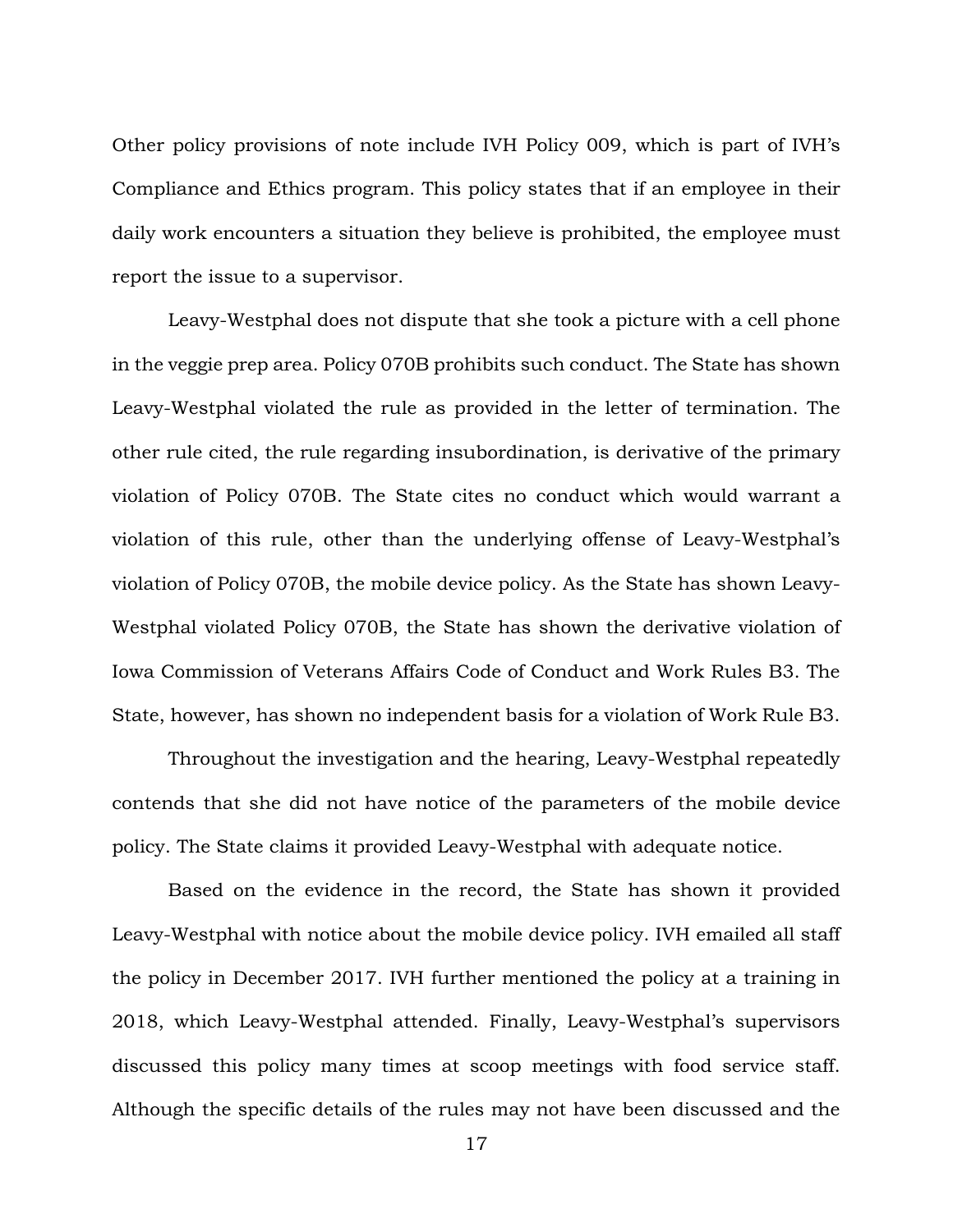Other policy provisions of note include IVH Policy 009, which is part of IVH's Compliance and Ethics program. This policy states that if an employee in their daily work encounters a situation they believe is prohibited, the employee must report the issue to a supervisor.

Leavy-Westphal does not dispute that she took a picture with a cell phone in the veggie prep area. Policy 070B prohibits such conduct. The State has shown Leavy-Westphal violated the rule as provided in the letter of termination. The other rule cited, the rule regarding insubordination, is derivative of the primary violation of Policy 070B. The State cites no conduct which would warrant a violation of this rule, other than the underlying offense of Leavy-Westphal's violation of Policy 070B, the mobile device policy. As the State has shown Leavy-Westphal violated Policy 070B, the State has shown the derivative violation of Iowa Commission of Veterans Affairs Code of Conduct and Work Rules B3. The State, however, has shown no independent basis for a violation of Work Rule B3.

Throughout the investigation and the hearing, Leavy-Westphal repeatedly contends that she did not have notice of the parameters of the mobile device policy. The State claims it provided Leavy-Westphal with adequate notice.

Based on the evidence in the record, the State has shown it provided Leavy-Westphal with notice about the mobile device policy. IVH emailed all staff the policy in December 2017. IVH further mentioned the policy at a training in 2018, which Leavy-Westphal attended. Finally, Leavy-Westphal's supervisors discussed this policy many times at scoop meetings with food service staff. Although the specific details of the rules may not have been discussed and the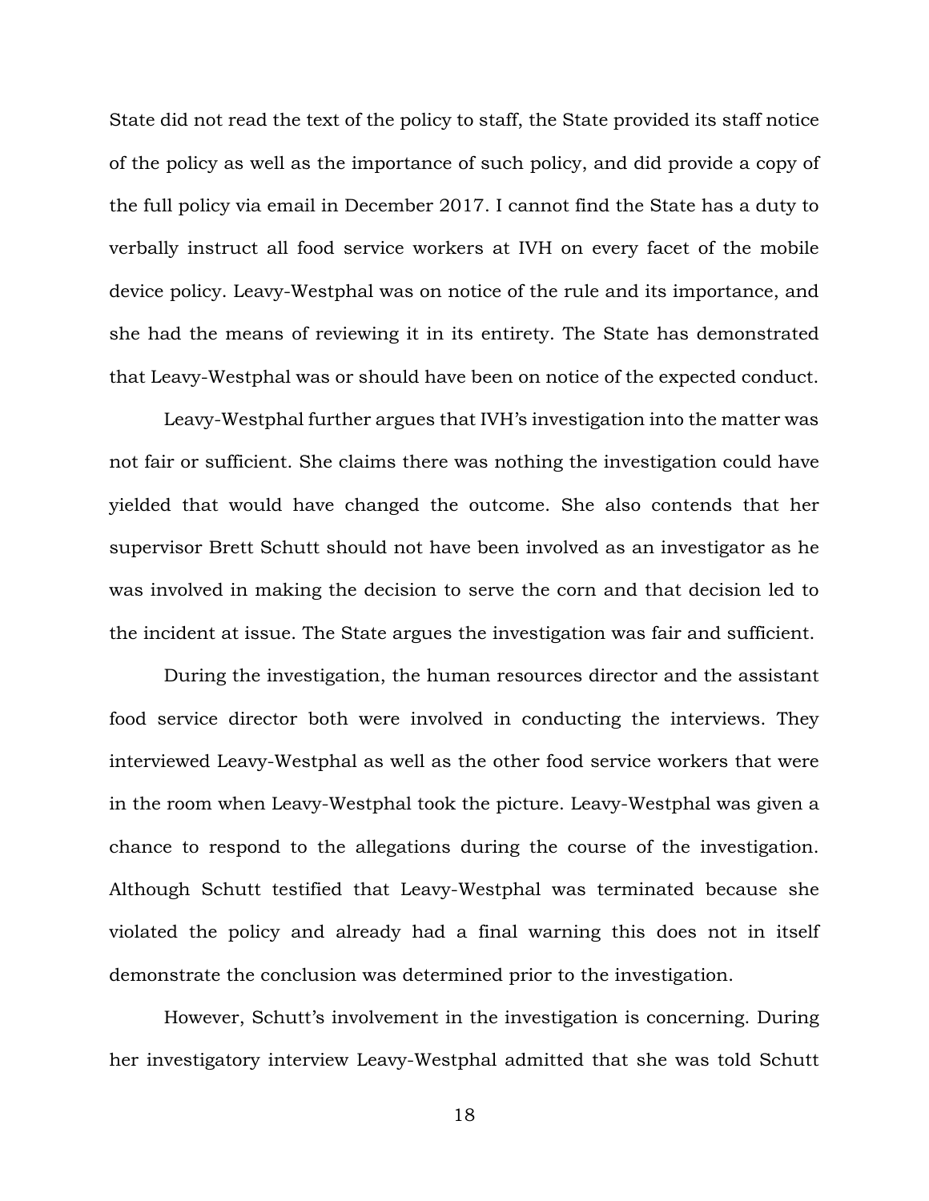State did not read the text of the policy to staff, the State provided its staff notice of the policy as well as the importance of such policy, and did provide a copy of the full policy via email in December 2017. I cannot find the State has a duty to verbally instruct all food service workers at IVH on every facet of the mobile device policy. Leavy-Westphal was on notice of the rule and its importance, and she had the means of reviewing it in its entirety. The State has demonstrated that Leavy-Westphal was or should have been on notice of the expected conduct.

Leavy-Westphal further argues that IVH's investigation into the matter was not fair or sufficient. She claims there was nothing the investigation could have yielded that would have changed the outcome. She also contends that her supervisor Brett Schutt should not have been involved as an investigator as he was involved in making the decision to serve the corn and that decision led to the incident at issue. The State argues the investigation was fair and sufficient.

During the investigation, the human resources director and the assistant food service director both were involved in conducting the interviews. They interviewed Leavy-Westphal as well as the other food service workers that were in the room when Leavy-Westphal took the picture. Leavy-Westphal was given a chance to respond to the allegations during the course of the investigation. Although Schutt testified that Leavy-Westphal was terminated because she violated the policy and already had a final warning this does not in itself demonstrate the conclusion was determined prior to the investigation.

However, Schutt's involvement in the investigation is concerning. During her investigatory interview Leavy-Westphal admitted that she was told Schutt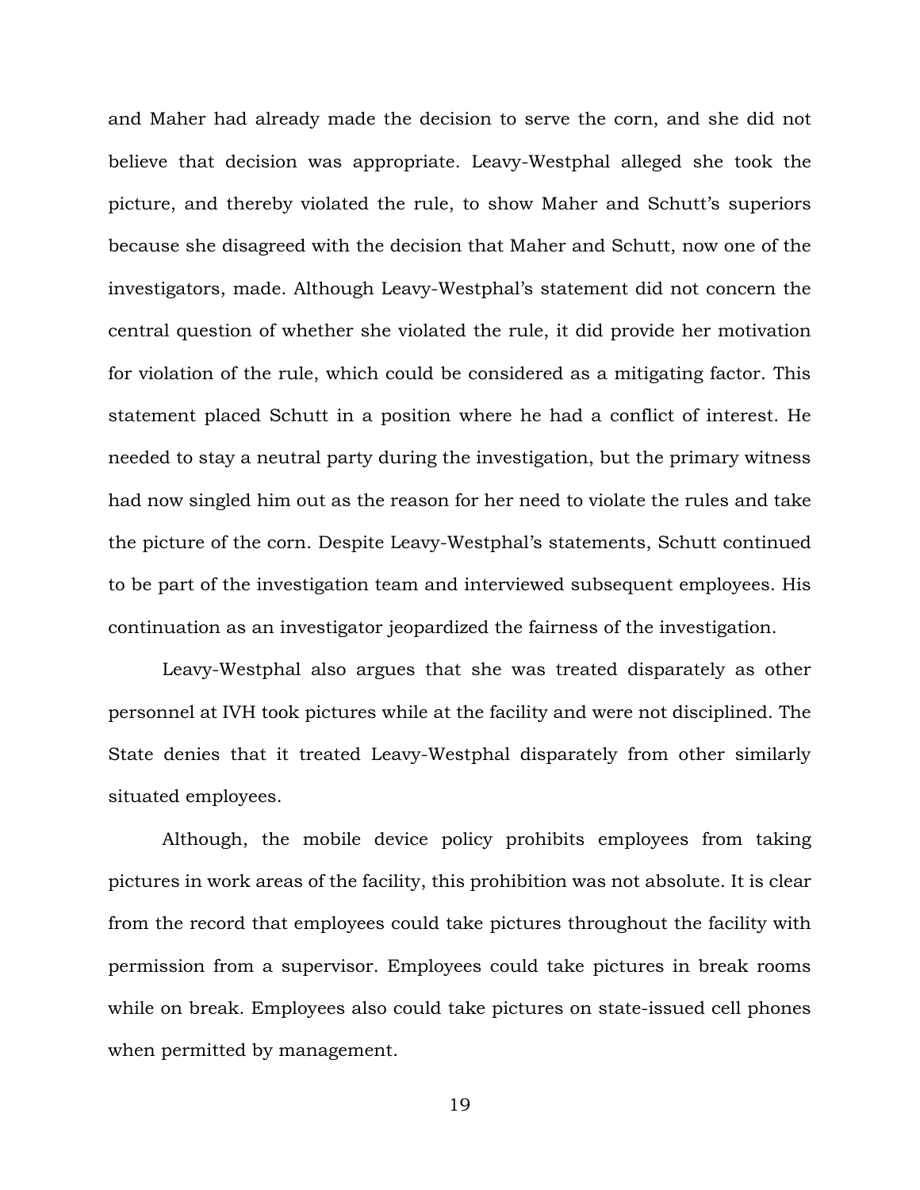and Maher had already made the decision to serve the corn, and she did not believe that decision was appropriate. Leavy-Westphal alleged she took the picture, and thereby violated the rule, to show Maher and Schutt's superiors because she disagreed with the decision that Maher and Schutt, now one of the investigators, made. Although Leavy-Westphal's statement did not concern the central question of whether she violated the rule, it did provide her motivation for violation of the rule, which could be considered as a mitigating factor. This statement placed Schutt in a position where he had a conflict of interest. He needed to stay a neutral party during the investigation, but the primary witness had now singled him out as the reason for her need to violate the rules and take the picture of the corn. Despite Leavy-Westphal's statements, Schutt continued to be part of the investigation team and interviewed subsequent employees. His continuation as an investigator jeopardized the fairness of the investigation.

Leavy-Westphal also argues that she was treated disparately as other personnel at IVH took pictures while at the facility and were not disciplined. The State denies that it treated Leavy-Westphal disparately from other similarly situated employees.

Although, the mobile device policy prohibits employees from taking pictures in work areas of the facility, this prohibition was not absolute. It is clear from the record that employees could take pictures throughout the facility with permission from a supervisor. Employees could take pictures in break rooms while on break. Employees also could take pictures on state-issued cell phones when permitted by management.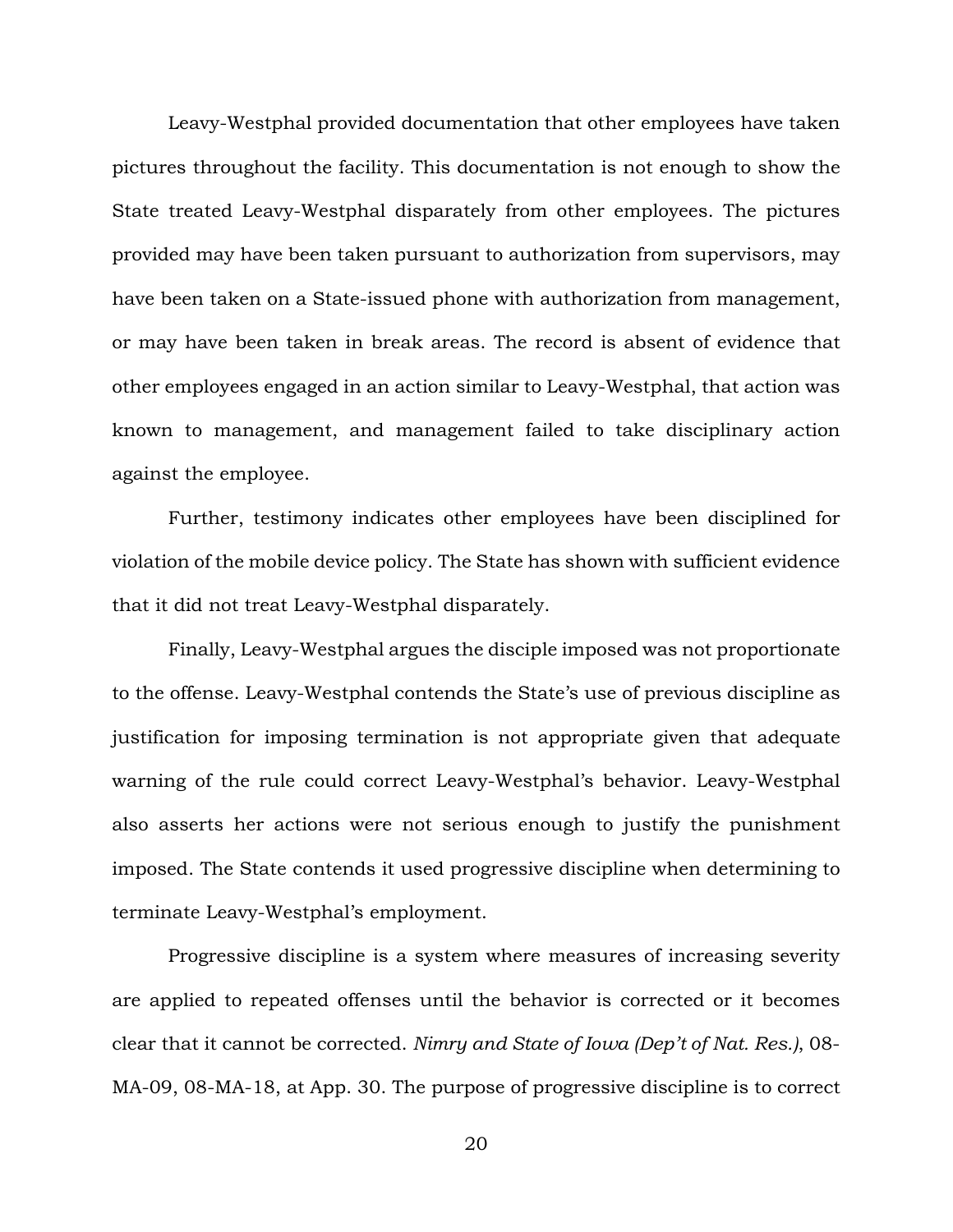Leavy-Westphal provided documentation that other employees have taken pictures throughout the facility. This documentation is not enough to show the State treated Leavy-Westphal disparately from other employees. The pictures provided may have been taken pursuant to authorization from supervisors, may have been taken on a State-issued phone with authorization from management, or may have been taken in break areas. The record is absent of evidence that other employees engaged in an action similar to Leavy-Westphal, that action was known to management, and management failed to take disciplinary action against the employee.

Further, testimony indicates other employees have been disciplined for violation of the mobile device policy. The State has shown with sufficient evidence that it did not treat Leavy-Westphal disparately.

Finally, Leavy-Westphal argues the disciple imposed was not proportionate to the offense. Leavy-Westphal contends the State's use of previous discipline as justification for imposing termination is not appropriate given that adequate warning of the rule could correct Leavy-Westphal's behavior. Leavy-Westphal also asserts her actions were not serious enough to justify the punishment imposed. The State contends it used progressive discipline when determining to terminate Leavy-Westphal's employment.

Progressive discipline is a system where measures of increasing severity are applied to repeated offenses until the behavior is corrected or it becomes clear that it cannot be corrected. *Nimry and State of Iowa (Dep't of Nat. Res.)*, 08-MA-09, 08-MA-18, at App. 30. The purpose of progressive discipline is to correct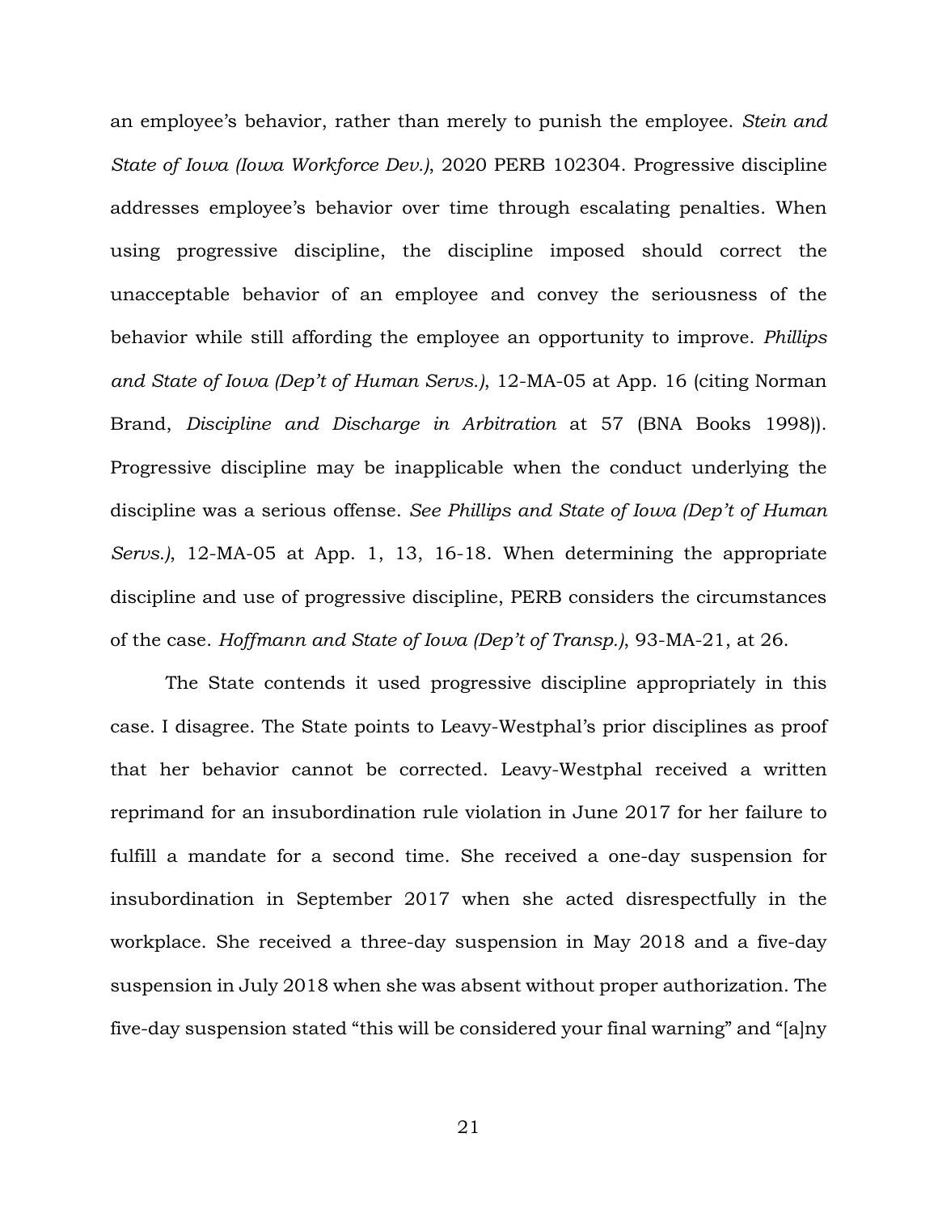an employee's behavior, rather than merely to punish the employee. *Stein and State of Iowa (Iowa Workforce Dev.)*, 2020 PERB 102304. Progressive discipline addresses employee's behavior over time through escalating penalties. When using progressive discipline, the discipline imposed should correct the unacceptable behavior of an employee and convey the seriousness of the behavior while still affording the employee an opportunity to improve. *Phillips and State of Iowa (Dep't of Human Servs.)*, 12-MA-05 at App. 16 (citing Norman Brand, *Discipline and Discharge in Arbitration* at 57 (BNA Books 1998)). Progressive discipline may be inapplicable when the conduct underlying the discipline was a serious offense. *See Phillips and State of Iowa (Dep't of Human Servs.)*, 12-MA-05 at App. 1, 13, 16-18. When determining the appropriate discipline and use of progressive discipline, PERB considers the circumstances of the case. *Hoffmann and State of Iowa (Dep't of Transp.)*, 93-MA-21, at 26.

The State contends it used progressive discipline appropriately in this case. I disagree. The State points to Leavy-Westphal's prior disciplines as proof that her behavior cannot be corrected. Leavy-Westphal received a written reprimand for an insubordination rule violation in June 2017 for her failure to fulfill a mandate for a second time. She received a one-day suspension for insubordination in September 2017 when she acted disrespectfully in the workplace. She received a three-day suspension in May 2018 and a five-day suspension in July 2018 when she was absent without proper authorization. The five-day suspension stated "this will be considered your final warning" and "[a]ny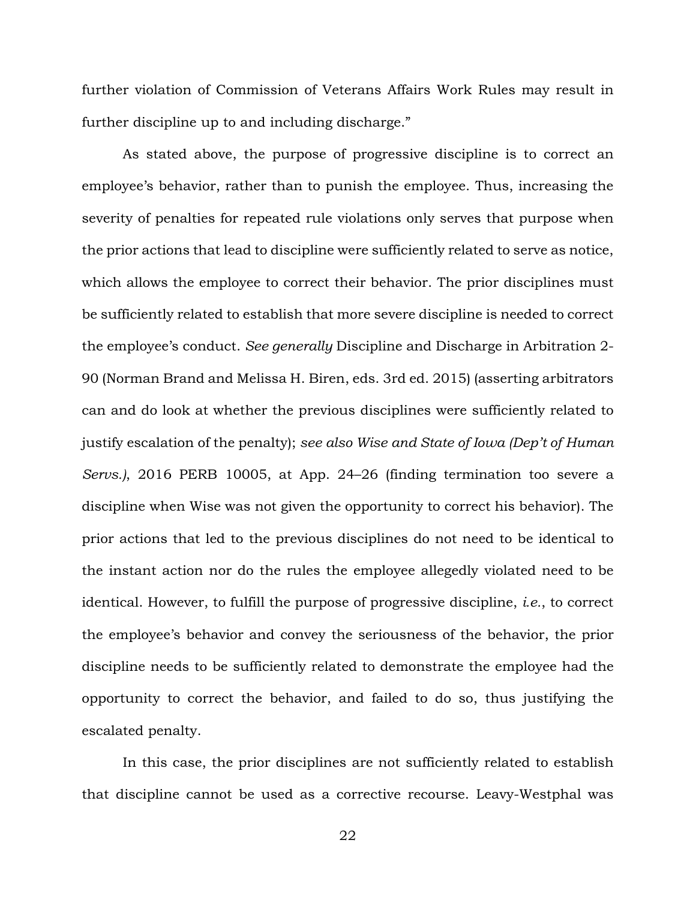further violation of Commission of Veterans Affairs Work Rules may result in further discipline up to and including discharge."

As stated above, the purpose of progressive discipline is to correct an employee's behavior, rather than to punish the employee. Thus, increasing the severity of penalties for repeated rule violations only serves that purpose when the prior actions that lead to discipline were sufficiently related to serve as notice, which allows the employee to correct their behavior. The prior disciplines must be sufficiently related to establish that more severe discipline is needed to correct the employee's conduct. *See generally* Discipline and Discharge in Arbitration 2-90 (Norman Brand and Melissa H. Biren, eds. 3rd ed. 2015) (asserting arbitrators can and do look at whether the previous disciplines were sufficiently related to justify escalation of the penalty); *see also Wise and State of Iowa (Dep't of Human Servs.)*, 2016 PERB 10005, at App. 24–26 (finding termination too severe a discipline when Wise was not given the opportunity to correct his behavior). The prior actions that led to the previous disciplines do not need to be identical to the instant action nor do the rules the employee allegedly violated need to be identical. However, to fulfill the purpose of progressive discipline, *i.e.*, to correct the employee's behavior and convey the seriousness of the behavior, the prior discipline needs to be sufficiently related to demonstrate the employee had the opportunity to correct the behavior, and failed to do so, thus justifying the escalated penalty.

In this case, the prior disciplines are not sufficiently related to establish that discipline cannot be used as a corrective recourse. Leavy-Westphal was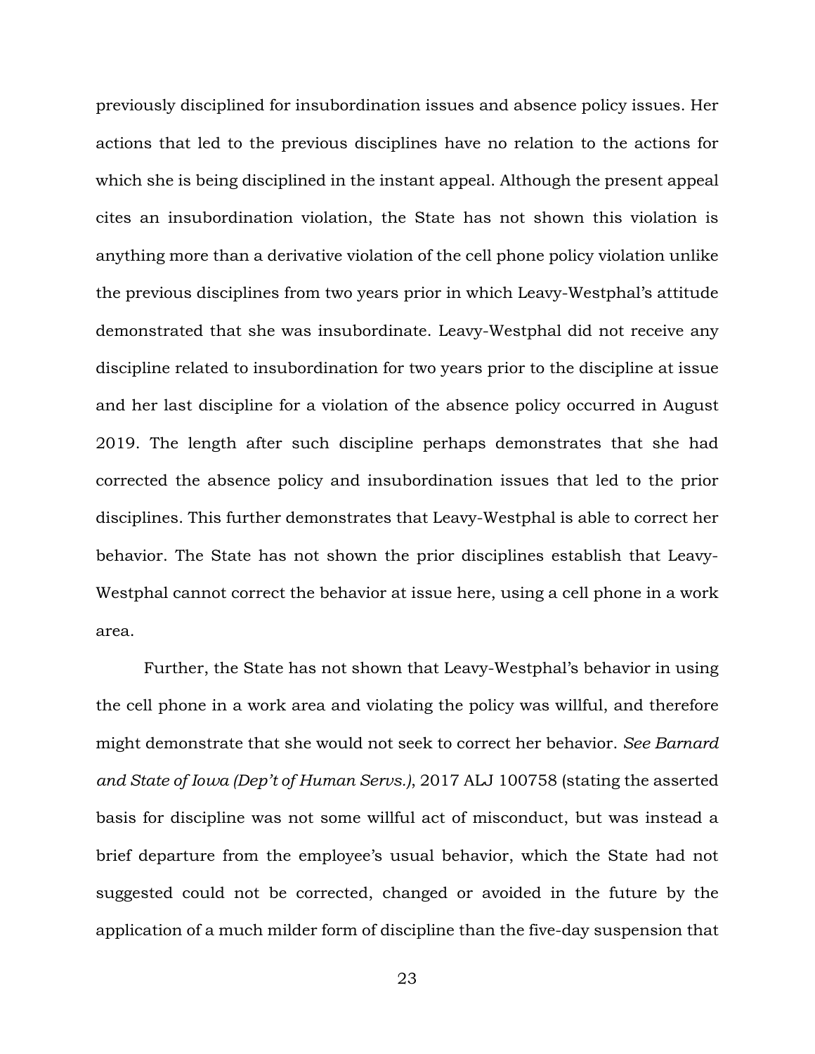previously disciplined for insubordination issues and absence policy issues. Her actions that led to the previous disciplines have no relation to the actions for which she is being disciplined in the instant appeal. Although the present appeal cites an insubordination violation, the State has not shown this violation is anything more than a derivative violation of the cell phone policy violation unlike the previous disciplines from two years prior in which Leavy-Westphal's attitude demonstrated that she was insubordinate. Leavy-Westphal did not receive any discipline related to insubordination for two years prior to the discipline at issue and her last discipline for a violation of the absence policy occurred in August 2019. The length after such discipline perhaps demonstrates that she had corrected the absence policy and insubordination issues that led to the prior disciplines. This further demonstrates that Leavy-Westphal is able to correct her behavior. The State has not shown the prior disciplines establish that Leavy-Westphal cannot correct the behavior at issue here, using a cell phone in a work area.

Further, the State has not shown that Leavy-Westphal's behavior in using the cell phone in a work area and violating the policy was willful, and therefore might demonstrate that she would not seek to correct her behavior. *See Barnard and State of Iowa (Dep't of Human Servs.)*, 2017 ALJ 100758 (stating the asserted basis for discipline was not some willful act of misconduct, but was instead a brief departure from the employee's usual behavior, which the State had not suggested could not be corrected, changed or avoided in the future by the application of a much milder form of discipline than the five-day suspension that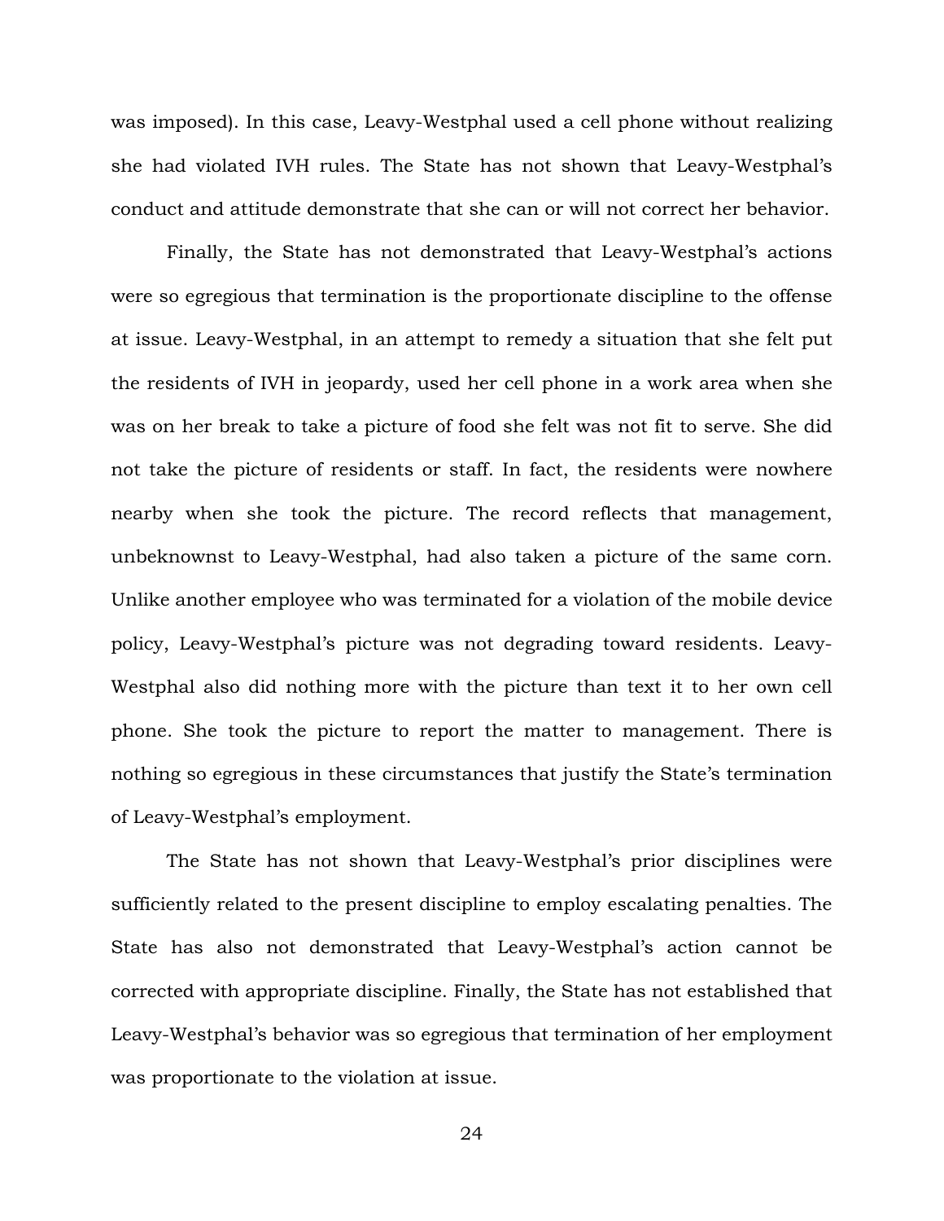was imposed). In this case, Leavy-Westphal used a cell phone without realizing she had violated IVH rules. The State has not shown that Leavy-Westphal's conduct and attitude demonstrate that she can or will not correct her behavior.

Finally, the State has not demonstrated that Leavy-Westphal's actions were so egregious that termination is the proportionate discipline to the offense at issue. Leavy-Westphal, in an attempt to remedy a situation that she felt put the residents of IVH in jeopardy, used her cell phone in a work area when she was on her break to take a picture of food she felt was not fit to serve. She did not take the picture of residents or staff. In fact, the residents were nowhere nearby when she took the picture. The record reflects that management, unbeknownst to Leavy-Westphal, had also taken a picture of the same corn. Unlike another employee who was terminated for a violation of the mobile device policy, Leavy-Westphal's picture was not degrading toward residents. Leavy-Westphal also did nothing more with the picture than text it to her own cell phone. She took the picture to report the matter to management. There is nothing so egregious in these circumstances that justify the State's termination of Leavy-Westphal's employment.

The State has not shown that Leavy-Westphal's prior disciplines were sufficiently related to the present discipline to employ escalating penalties. The State has also not demonstrated that Leavy-Westphal's action cannot be corrected with appropriate discipline. Finally, the State has not established that Leavy-Westphal's behavior was so egregious that termination of her employment was proportionate to the violation at issue.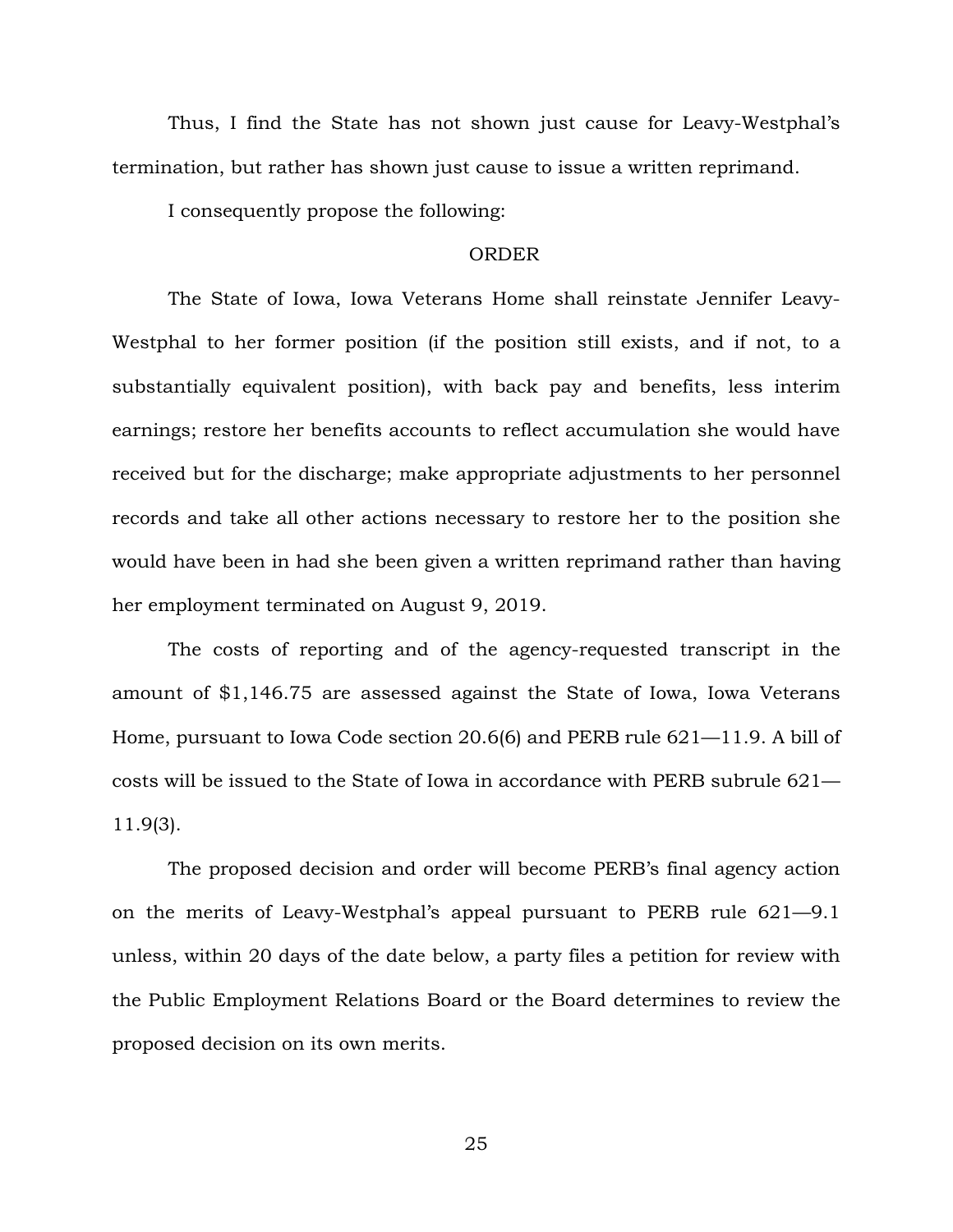Thus, I find the State has not shown just cause for Leavy-Westphal's termination, but rather has shown just cause to issue a written reprimand.

I consequently propose the following:

## ORDER

The State of Iowa, Iowa Veterans Home shall reinstate Jennifer Leavy-Westphal to her former position (if the position still exists, and if not, to a substantially equivalent position), with back pay and benefits, less interim earnings; restore her benefits accounts to reflect accumulation she would have received but for the discharge; make appropriate adjustments to her personnel records and take all other actions necessary to restore her to the position she would have been in had she been given a written reprimand rather than having her employment terminated on August 9, 2019.

The costs of reporting and of the agency-requested transcript in the amount of $1,146.75 are assessed against the State of Iowa, Iowa Veterans Home, pursuant to Iowa Code section 20.6(6) and PERB rule 621—11.9. A bill of costs will be issued to the State of Iowa in accordance with PERB subrule 621—11.9(3).

The proposed decision and order will become PERB's final agency action on the merits of Leavy-Westphal's appeal pursuant to PERB rule 621—9.1 unless, within 20 days of the date below, a party files a petition for review with the Public Employment Relations Board or the Board determines to review the proposed decision on its own merits.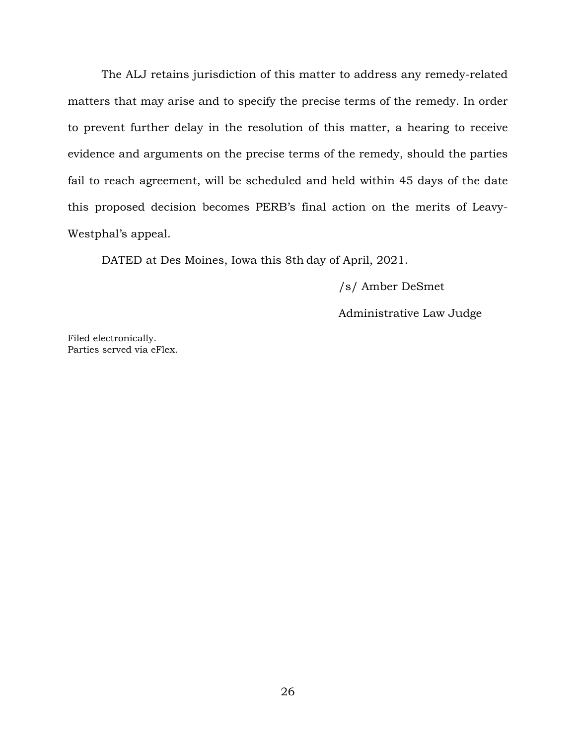The ALJ retains jurisdiction of this matter to address any remedy-related matters that may arise and to specify the precise terms of the remedy. In order to prevent further delay in the resolution of this matter, a hearing to receive evidence and arguments on the precise terms of the remedy, should the parties fail to reach agreement, will be scheduled and held within 45 days of the date this proposed decision becomes PERB's final action on the merits of Leavy-Westphal's appeal.

DATED at Des Moines, Iowa this 8th day of April, 2021.

/s/ Amber DeSmet

Administrative Law Judge

Filed electronically.
Parties served via eFlex.